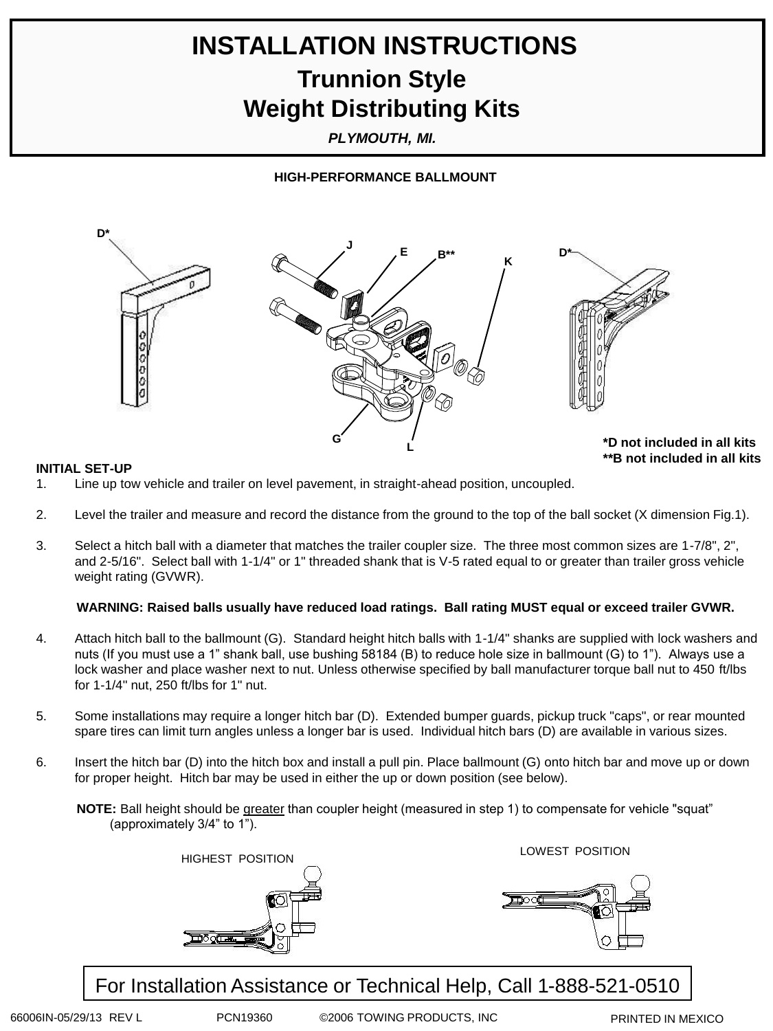# INSTALLATION INSTRUCTIONS

## Trunnion Style Weight Distributing Kits

*PLYMOUTH, MI.*

**HIGH-PERFORMANCE BALLMOUNT**

D* J E B** K D*

G L

**\*D not included in all kits**
**\*\*B not included in all kits**

**INITIAL SET-UP**

1. Line up tow vehicle and trailer on level pavement, in straight-ahead position, uncoupled.

2. Level the trailer and measure and record the distance from the ground to the top of the ball socket (X dimension Fig.1).

3. Select a hitch ball with a diameter that matches the trailer coupler size. The three most common sizes are 1-7/8", 2", and 2-5/16". Select ball with 1-1/4" or 1" threaded shank that is V-5 rated equal to or greater than trailer gross vehicle weight rating (GVWR).

   **WARNING: Raised balls usually have reduced load ratings. Ball rating MUST equal or exceed trailer GVWR.**

4. Attach hitch ball to the ballmount (G). Standard height hitch balls with 1-1/4" shanks are supplied with lock washers and nuts (If you must use a 1" shank ball, use bushing 58184 (B) to reduce hole size in ballmount (G) to 1"). Always use a lock washer and place washer next to nut. Unless otherwise specified by ball manufacturer torque ball nut to 450 ft/lbs for 1-1/4" nut, 250 ft/lbs for 1" nut.

5. Some installations may require a longer hitch bar (D). Extended bumper guards, pickup truck "caps", or rear mounted spare tires can limit turn angles unless a longer bar is used. Individual hitch bars (D) are available in various sizes.

6. Insert the hitch bar (D) into the hitch box and install a pull pin. Place ballmount (G) onto hitch bar and move up or down for proper height. Hitch bar may be used in either the up or down position (see below).

   **NOTE:** Ball height should be <u>greater</u> than coupler height (measured in step 1) to compensate for vehicle "squat" (approximately 3/4" to 1").

HIGHEST POSITION LOWEST POSITION

For Installation Assistance or Technical Help, Call 1-888-521-0510

66006IN-05/29/13 REV L PCN19360 ©2006 TOWING PRODUCTS, INC PRINTED IN MEXICO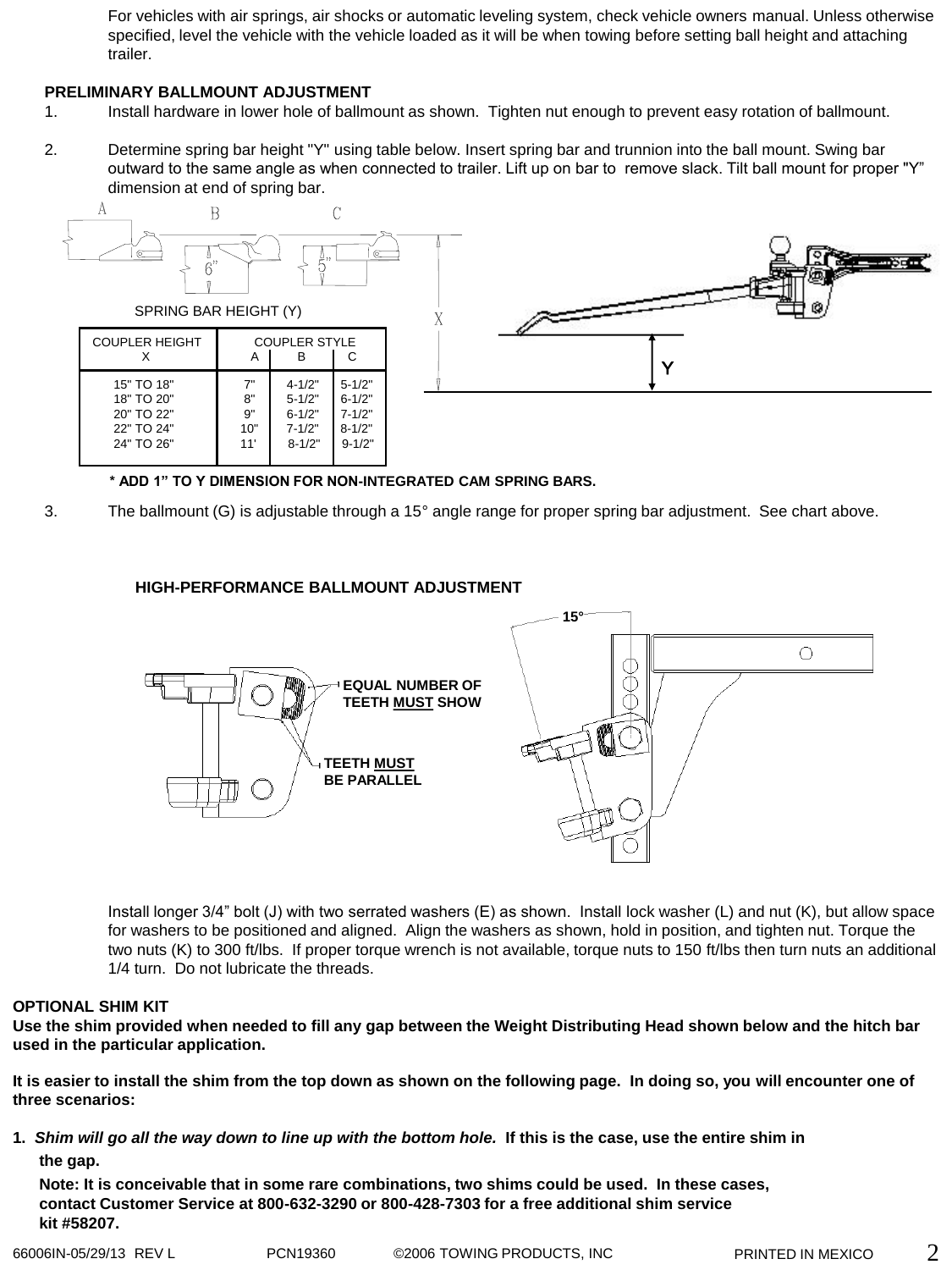For vehicles with air springs, air shocks or automatic leveling system, check vehicle owners manual. Unless otherwise specified, level the vehicle with the vehicle loaded as it will be when towing before setting ball height and attaching trailer.

**PRELIMINARY BALLMOUNT ADJUSTMENT**

1. Install hardware in lower hole of ballmount as shown. Tighten nut enough to prevent easy rotation of ballmount.

2. Determine spring bar height "Y" using table below. Insert spring bar and trunnion into the ball mount. Swing bar outward to the same angle as when connected to trailer. Lift up on bar to remove slack. Tilt ball mount for proper "Y" dimension at end of spring bar.

SPRING BAR HEIGHT (Y)

| COUPLER HEIGHT X | COUPLER STYLE A | B | C |
|---|---|---|---|
| 15" TO 18" | 7" | 4-1/2" | 5-1/2" |
| 18" TO 20" | 8" | 5-1/2" | 6-1/2" |
| 20" TO 22" | 9" | 6-1/2" | 7-1/2" |
| 22" TO 24" | 10" | 7-1/2" | 8-1/2" |
| 24" TO 26" | 11' | 8-1/2" | 9-1/2" |

**\* ADD 1" TO Y DIMENSION FOR NON-INTEGRATED CAM SPRING BARS.**

3. The ballmount (G) is adjustable through a 15° angle range for proper spring bar adjustment. See chart above.

**HIGH-PERFORMANCE BALLMOUNT ADJUSTMENT**

EQUAL NUMBER OF TEETH MUST SHOW

TEETH MUST BE PARALLEL

15°

Install longer 3/4" bolt (J) with two serrated washers (E) as shown. Install lock washer (L) and nut (K), but allow space for washers to be positioned and aligned. Align the washers as shown, hold in position, and tighten nut. Torque the two nuts (K) to 300 ft/lbs. If proper torque wrench is not available, torque nuts to 150 ft/lbs then turn nuts an additional 1/4 turn. Do not lubricate the threads.

**OPTIONAL SHIM KIT**

**Use the shim provided when needed to fill any gap between the Weight Distributing Head shown below and the hitch bar used in the particular application.**

**It is easier to install the shim from the top down as shown on the following page. In doing so, you will encounter one of three scenarios:**

**1.** ***Shim will go all the way down to line up with the bottom hole.*** **If this is the case, use the entire shim in the gap.**

**Note: It is conceivable that in some rare combinations, two shims could be used. In these cases, contact Customer Service at 800-632-3290 or 800-428-7303 for a free additional shim service kit #58207.**

66006IN-05/29/13 REV L PCN19360 ©2006 TOWING PRODUCTS, INC PRINTED IN MEXICO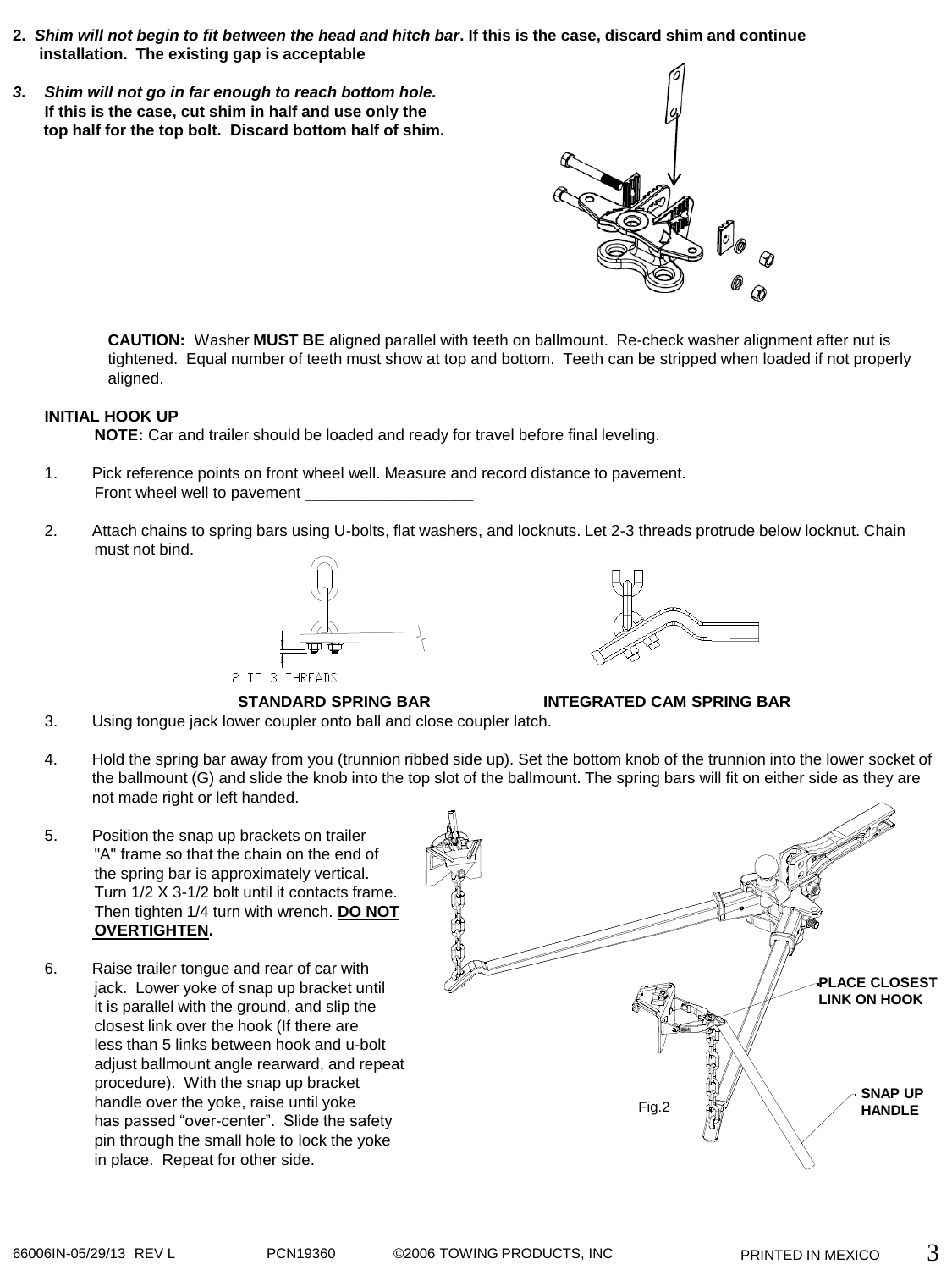2. ***Shim will not begin to fit between the head and hitch bar*. If this is the case, discard shim and continue installation. The existing gap is acceptable**

3. ***Shim will not go in far enough to reach bottom hole.*** **If this is the case, cut shim in half and use only the top half for the top bolt. Discard bottom half of shim.**

**CAUTION:** Washer **MUST BE** aligned parallel with teeth on ballmount. Re-check washer alignment after nut is tightened. Equal number of teeth must show at top and bottom. Teeth can be stripped when loaded if not properly aligned.

**INITIAL HOOK UP**

**NOTE:** Car and trailer should be loaded and ready for travel before final leveling.

1. Pick reference points on front wheel well. Measure and record distance to pavement.
   Front wheel well to pavement ___________________

2. Attach chains to spring bars using U-bolts, flat washers, and locknuts. Let 2-3 threads protrude below locknut. Chain must not bind.

2 TO 3 THREADS

**STANDARD SPRING BAR** **INTEGRATED CAM SPRING BAR**

3. Using tongue jack lower coupler onto ball and close coupler latch.

4. Hold the spring bar away from you (trunnion ribbed side up). Set the bottom knob of the trunnion into the lower socket of the ballmount (G) and slide the knob into the top slot of the ballmount. The spring bars will fit on either side as they are not made right or left handed.

5. Position the snap up brackets on trailer "A" frame so that the chain on the end of the spring bar is approximately vertical. Turn 1/2 X 3-1/2 bolt until it contacts frame. Then tighten 1/4 turn with wrench. **DO NOT OVERTIGHTEN.**

6. Raise trailer tongue and rear of car with jack. Lower yoke of snap up bracket until it is parallel with the ground, and slip the closest link over the hook (If there are less than 5 links between hook and u-bolt adjust ballmount angle rearward, and repeat procedure). With the snap up bracket handle over the yoke, raise until yoke has passed "over-center". Slide the safety pin through the small hole to lock the yoke in place. Repeat for other side.

**PLACE CLOSEST LINK ON HOOK**

**SNAP UP HANDLE**

Fig.2

66006IN-05/29/13 REV L PCN19360 ©2006 TOWING PRODUCTS, INC PRINTED IN MEXICO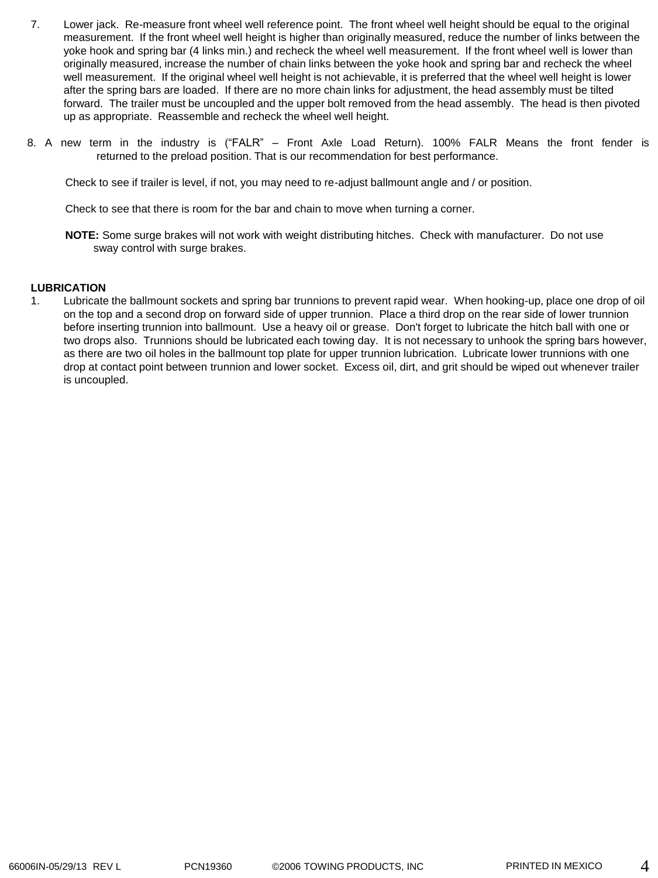7. Lower jack. Re-measure front wheel well reference point. The front wheel well height should be equal to the original measurement. If the front wheel well height is higher than originally measured, reduce the number of links between the yoke hook and spring bar (4 links min.) and recheck the wheel well measurement. If the front wheel well is lower than originally measured, increase the number of chain links between the yoke hook and spring bar and recheck the wheel well measurement. If the original wheel well height is not achievable, it is preferred that the wheel well height is lower after the spring bars are loaded. If there are no more chain links for adjustment, the head assembly must be tilted forward. The trailer must be uncoupled and the upper bolt removed from the head assembly. The head is then pivoted up as appropriate. Reassemble and recheck the wheel well height.

8. A new term in the industry is ("FALR" – Front Axle Load Return). 100% FALR Means the front fender is returned to the preload position. That is our recommendation for best performance.

   Check to see if trailer is level, if not, you may need to re-adjust ballmount angle and / or position.

   Check to see that there is room for the bar and chain to move when turning a corner.

   **NOTE:** Some surge brakes will not work with weight distributing hitches. Check with manufacturer. Do not use sway control with surge brakes.

**LUBRICATION**

1. Lubricate the ballmount sockets and spring bar trunnions to prevent rapid wear. When hooking-up, place one drop of oil on the top and a second drop on forward side of upper trunnion. Place a third drop on the rear side of lower trunnion before inserting trunnion into ballmount. Use a heavy oil or grease. Don't forget to lubricate the hitch ball with one or two drops also. Trunnions should be lubricated each towing day. It is not necessary to unhook the spring bars however, as there are two oil holes in the ballmount top plate for upper trunnion lubrication. Lubricate lower trunnions with one drop at contact point between trunnion and lower socket. Excess oil, dirt, and grit should be wiped out whenever trailer is uncoupled.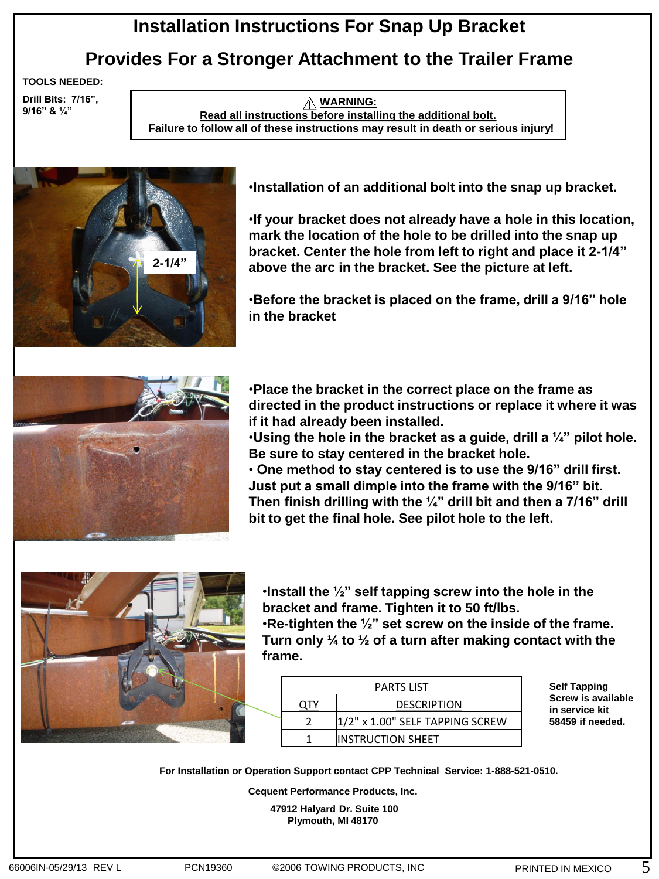# Installation Instructions For Snap Up Bracket

## Provides For a Stronger Attachment to the Trailer Frame

**TOOLS NEEDED:**

**Drill Bits: 7/16", 9/16" & ¼"**

> ⚠ **WARNING:**
> **Read all instructions before installing the additional bolt.**
> **Failure to follow all of these instructions may result in death or serious injury!**

2-1/4"

- **Installation of an additional bolt into the snap up bracket.**
- **If your bracket does not already have a hole in this location, mark the location of the hole to be drilled into the snap up bracket. Center the hole from left to right and place it 2-1/4" above the arc in the bracket. See the picture at left.**
- **Before the bracket is placed on the frame, drill a 9/16" hole in the bracket**

- **Place the bracket in the correct place on the frame as directed in the product instructions or replace it where it was if it had already been installed.**
- **Using the hole in the bracket as a guide, drill a ¼" pilot hole. Be sure to stay centered in the bracket hole.**
- **One method to stay centered is to use the 9/16" drill first. Just put a small dimple into the frame with the 9/16" bit. Then finish drilling with the ¼" drill bit and then a 7/16" drill bit to get the final hole. See pilot hole to the left.**

- **Install the ½" self tapping screw into the hole in the bracket and frame. Tighten it to 50 ft/lbs.**
- **Re-tighten the ½" set screw on the inside of the frame. Turn only ¼ to ½ of a turn after making contact with the frame.**

| PARTS LIST | |
|---|---|
| QTY | DESCRIPTION |
| 2 | 1/2" x 1.00" SELF TAPPING SCREW |
| 1 | INSTRUCTION SHEET |

**Self Tapping Screw is available in service kit 58459 if needed.**

**For Installation or Operation Support contact CPP Technical Service: 1-888-521-0510.**

**Cequent Performance Products, Inc.**

**47912 Halyard Dr. Suite 100**
**Plymouth, MI 48170**

66006IN-05/29/13 REV L PCN19360 ©2006 TOWING PRODUCTS, INC PRINTED IN MEXICO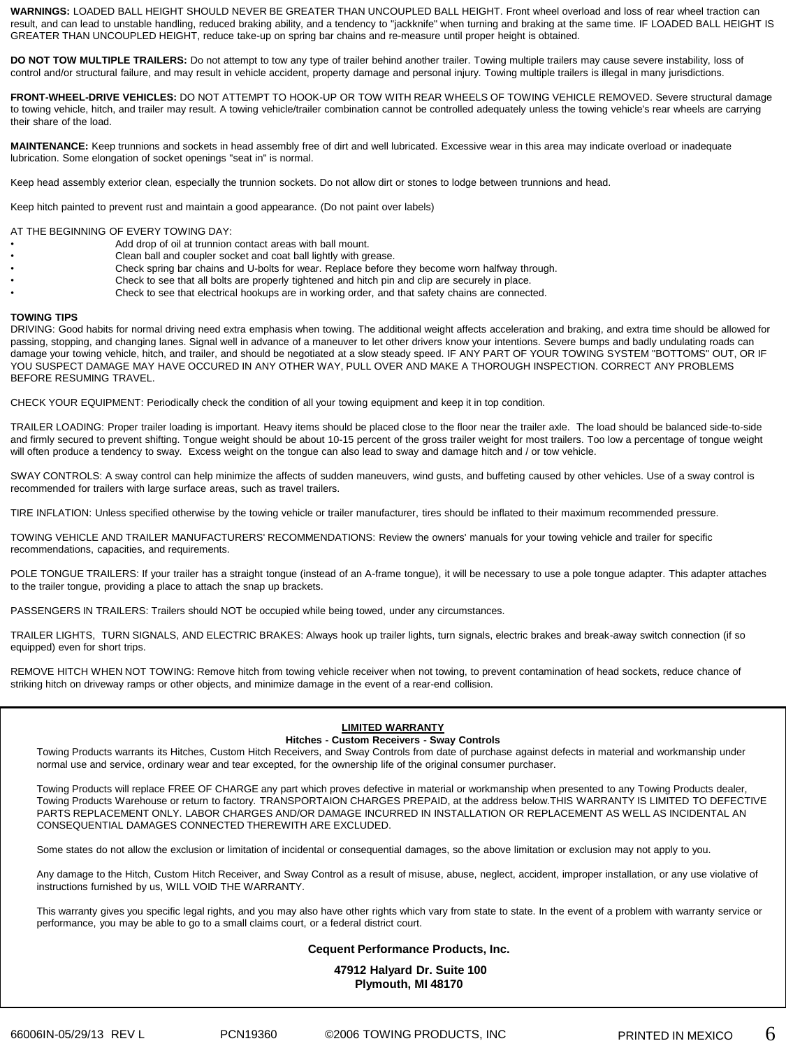**WARNINGS:** LOADED BALL HEIGHT SHOULD NEVER BE GREATER THAN UNCOUPLED BALL HEIGHT. Front wheel overload and loss of rear wheel traction can result, and can lead to unstable handling, reduced braking ability, and a tendency to "jackknife" when turning and braking at the same time. IF LOADED BALL HEIGHT IS GREATER THAN UNCOUPLED HEIGHT, reduce take-up on spring bar chains and re-measure until proper height is obtained.

**DO NOT TOW MULTIPLE TRAILERS:** Do not attempt to tow any type of trailer behind another trailer. Towing multiple trailers may cause severe instability, loss of control and/or structural failure, and may result in vehicle accident, property damage and personal injury. Towing multiple trailers is illegal in many jurisdictions.

**FRONT-WHEEL-DRIVE VEHICLES:** DO NOT ATTEMPT TO HOOK-UP OR TOW WITH REAR WHEELS OF TOWING VEHICLE REMOVED. Severe structural damage to towing vehicle, hitch, and trailer may result. A towing vehicle/trailer combination cannot be controlled adequately unless the towing vehicle's rear wheels are carrying their share of the load.

**MAINTENANCE:** Keep trunnions and sockets in head assembly free of dirt and well lubricated. Excessive wear in this area may indicate overload or inadequate lubrication. Some elongation of socket openings "seat in" is normal.

Keep head assembly exterior clean, especially the trunnion sockets. Do not allow dirt or stones to lodge between trunnions and head.

Keep hitch painted to prevent rust and maintain a good appearance. (Do not paint over labels)

AT THE BEGINNING OF EVERY TOWING DAY:

- Add drop of oil at trunnion contact areas with ball mount.
- Clean ball and coupler socket and coat ball lightly with grease.
- Check spring bar chains and U-bolts for wear. Replace before they become worn halfway through.
- Check to see that all bolts are properly tightened and hitch pin and clip are securely in place.
- Check to see that electrical hookups are in working order, and that safety chains are connected.

**TOWING TIPS**

DRIVING: Good habits for normal driving need extra emphasis when towing. The additional weight affects acceleration and braking, and extra time should be allowed for passing, stopping, and changing lanes. Signal well in advance of a maneuver to let other drivers know your intentions. Severe bumps and badly undulating roads can damage your towing vehicle, hitch, and trailer, and should be negotiated at a slow steady speed. IF ANY PART OF YOUR TOWING SYSTEM "BOTTOMS" OUT, OR IF YOU SUSPECT DAMAGE MAY HAVE OCCURED IN ANY OTHER WAY, PULL OVER AND MAKE A THOROUGH INSPECTION. CORRECT ANY PROBLEMS BEFORE RESUMING TRAVEL.

CHECK YOUR EQUIPMENT: Periodically check the condition of all your towing equipment and keep it in top condition.

TRAILER LOADING: Proper trailer loading is important. Heavy items should be placed close to the floor near the trailer axle. The load should be balanced side-to-side and firmly secured to prevent shifting. Tongue weight should be about 10-15 percent of the gross trailer weight for most trailers. Too low a percentage of tongue weight will often produce a tendency to sway. Excess weight on the tongue can also lead to sway and damage hitch and / or tow vehicle.

SWAY CONTROLS: A sway control can help minimize the affects of sudden maneuvers, wind gusts, and buffeting caused by other vehicles. Use of a sway control is recommended for trailers with large surface areas, such as travel trailers.

TIRE INFLATION: Unless specified otherwise by the towing vehicle or trailer manufacturer, tires should be inflated to their maximum recommended pressure.

TOWING VEHICLE AND TRAILER MANUFACTURERS' RECOMMENDATIONS: Review the owners' manuals for your towing vehicle and trailer for specific recommendations, capacities, and requirements.

POLE TONGUE TRAILERS: If your trailer has a straight tongue (instead of an A-frame tongue), it will be necessary to use a pole tongue adapter. This adapter attaches to the trailer tongue, providing a place to attach the snap up brackets.

PASSENGERS IN TRAILERS: Trailers should NOT be occupied while being towed, under any circumstances.

TRAILER LIGHTS, TURN SIGNALS, AND ELECTRIC BRAKES: Always hook up trailer lights, turn signals, electric brakes and break-away switch connection (if so equipped) even for short trips.

REMOVE HITCH WHEN NOT TOWING: Remove hitch from towing vehicle receiver when not towing, to prevent contamination of head sockets, reduce chance of striking hitch on driveway ramps or other objects, and minimize damage in the event of a rear-end collision.

## LIMITED WARRANTY

**Hitches - Custom Receivers - Sway Controls**

Towing Products warrants its Hitches, Custom Hitch Receivers, and Sway Controls from date of purchase against defects in material and workmanship under normal use and service, ordinary wear and tear excepted, for the ownership life of the original consumer purchaser.

Towing Products will replace FREE OF CHARGE any part which proves defective in material or workmanship when presented to any Towing Products dealer, Towing Products Warehouse or return to factory. TRANSPORTAION CHARGES PREPAID, at the address below.THIS WARRANTY IS LIMITED TO DEFECTIVE PARTS REPLACEMENT ONLY. LABOR CHARGES AND/OR DAMAGE INCURRED IN INSTALLATION OR REPLACEMENT AS WELL AS INCIDENTAL AN CONSEQUENTIAL DAMAGES CONNECTED THEREWITH ARE EXCLUDED.

Some states do not allow the exclusion or limitation of incidental or consequential damages, so the above limitation or exclusion may not apply to you.

Any damage to the Hitch, Custom Hitch Receiver, and Sway Control as a result of misuse, abuse, neglect, accident, improper installation, or any use violative of instructions furnished by us, WILL VOID THE WARRANTY.

This warranty gives you specific legal rights, and you may also have other rights which vary from state to state. In the event of a problem with warranty service or performance, you may be able to go to a small claims court, or a federal district court.

**Cequent Performance Products, Inc.**

**47912 Halyard Dr. Suite 100**
**Plymouth, MI 48170**

66006IN-05/29/13 REV L PCN19360 ©2006 TOWING PRODUCTS, INC PRINTED IN MEXICO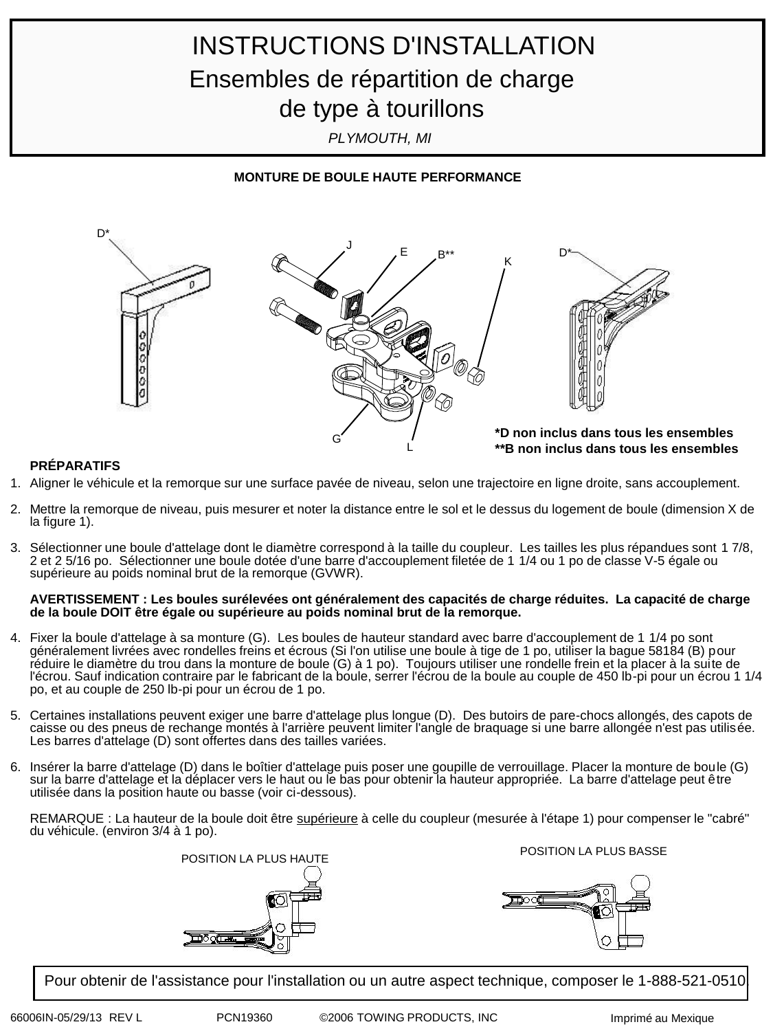# INSTRUCTIONS D'INSTALLATION

## Ensembles de répartition de charge de type à tourillons

*PLYMOUTH, MI*

**MONTURE DE BOULE HAUTE PERFORMANCE**

D* J E B** K D* G L

**\*D non inclus dans tous les ensembles**
**\*\*B non inclus dans tous les ensembles**

**PRÉPARATIFS**

1. Aligner le véhicule et la remorque sur une surface pavée de niveau, selon une trajectoire en ligne droite, sans accouplement.

2. Mettre la remorque de niveau, puis mesurer et noter la distance entre le sol et le dessus du logement de boule (dimension X de la figure 1).

3. Sélectionner une boule d'attelage dont le diamètre correspond à la taille du coupleur. Les tailles les plus répandues sont 1 7/8, 2 et 2 5/16 po. Sélectionner une boule dotée d'une barre d'accouplement filetée de 1 1/4 ou 1 po de classe V-5 égale ou supérieure au poids nominal brut de la remorque (GVWR).

   **AVERTISSEMENT : Les boules surélevées ont généralement des capacités de charge réduites. La capacité de charge de la boule DOIT être égale ou supérieure au poids nominal brut de la remorque.**

4. Fixer la boule d'attelage à sa monture (G). Les boules de hauteur standard avec barre d'accouplement de 1 1/4 po sont généralement livrées avec rondelles freins et écrous (Si l'on utilise une boule à tige de 1 po, utiliser la bague 58184 (B) pour réduire le diamètre du trou dans la monture de boule (G) à 1 po). Toujours utiliser une rondelle frein et la placer à la suite de l'écrou. Sauf indication contraire par le fabricant de la boule, serrer l'écrou de la boule au couple de 450 lb-pi pour un écrou 1 1/4 po, et au couple de 250 lb-pi pour un écrou de 1 po.

5. Certaines installations peuvent exiger une barre d'attelage plus longue (D). Des butoirs de pare-chocs allongés, des capots de caisse ou des pneus de rechange montés à l'arrière peuvent limiter l'angle de braquage si une barre allongée n'est pas utilisée. Les barres d'attelage (D) sont offertes dans des tailles variées.

6. Insérer la barre d'attelage (D) dans le boîtier d'attelage puis poser une goupille de verrouillage. Placer la monture de boule (G) sur la barre d'attelage et la déplacer vers le haut ou le bas pour obtenir la hauteur appropriée. La barre d'attelage peut être utilisée dans la position haute ou basse (voir ci-dessous).

   REMARQUE : La hauteur de la boule doit être <u>supérieure</u> à celle du coupleur (mesurée à l'étape 1) pour compenser le "cabré" du véhicule. (environ 3/4 à 1 po).

POSITION LA PLUS HAUTE

POSITION LA PLUS BASSE

Pour obtenir de l'assistance pour l'installation ou un autre aspect technique, composer le 1-888-521-0510

66006IN-05/29/13 REV L PCN19360 ©2006 TOWING PRODUCTS, INC Imprimé au Mexique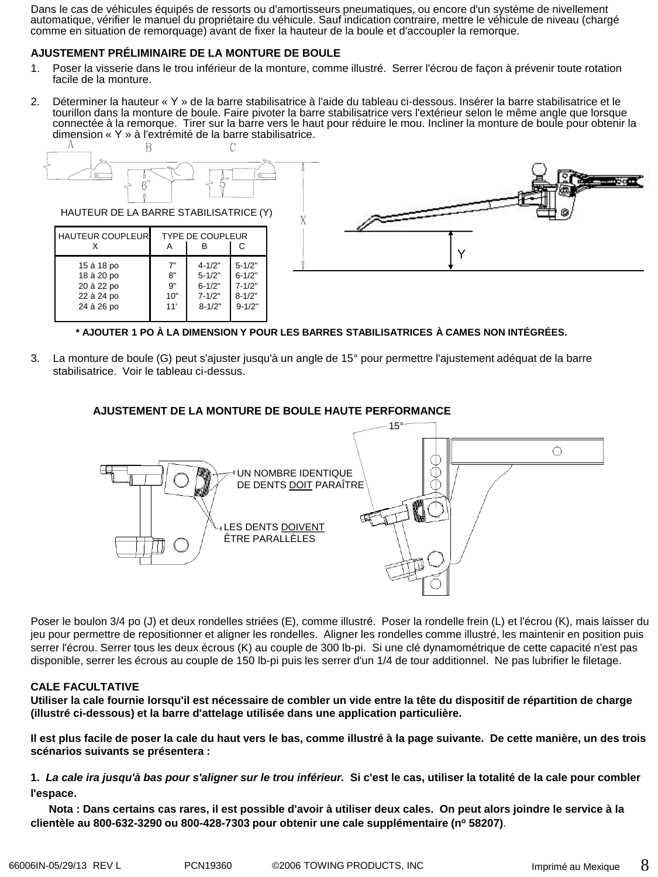Dans le cas de véhicules équipés de ressorts ou d'amortisseurs pneumatiques, ou encore d'un système de nivellement automatique, vérifier le manuel du propriétaire du véhicule. Sauf indication contraire, mettre le véhicule de niveau (chargé comme en situation de remorquage) avant de fixer la hauteur de la boule et d'accoupler la remorque.

**AJUSTEMENT PRÉLIMINAIRE DE LA MONTURE DE BOULE**

1. Poser la visserie dans le trou inférieur de la monture, comme illustré. Serrer l'écrou de façon à prévenir toute rotation facile de la monture.

2. Déterminer la hauteur « Y » de la barre stabilisatrice à l'aide du tableau ci-dessous. Insérer la barre stabilisatrice et le tourillon dans la monture de boule. Faire pivoter la barre stabilisatrice vers l'extérieur selon le même angle que lorsque connectée à la remorque. Tirer sur la barre vers le haut pour réduire le mou. Incliner la monture de boule pour obtenir la dimension « Y » à l'extrémité de la barre stabilisatrice.

HAUTEUR DE LA BARRE STABILISATRICE (Y)

| HAUTEUR COUPLEUR X | TYPE DE COUPLEUR A | B | C |
|---|---|---|---|
| 15 à 18 po | 7" | 4-1/2" | 5-1/2" |
| 18 à 20 po | 8" | 5-1/2" | 6-1/2" |
| 20 à 22 po | 9" | 6-1/2" | 7-1/2" |
| 22 à 24 po | 10" | 7-1/2" | 8-1/2" |
| 24 à 26 po | 11' | 8-1/2" | 9-1/2" |

**\* AJOUTER 1 PO À LA DIMENSION Y POUR LES BARRES STABILISATRICES À CAMES NON INTÉGRÉES.**

3. La monture de boule (G) peut s'ajuster jusqu'à un angle de 15° pour permettre l'ajustement adéquat de la barre stabilisatrice. Voir le tableau ci-dessus.

**AJUSTEMENT DE LA MONTURE DE BOULE HAUTE PERFORMANCE**

UN NOMBRE IDENTIQUE DE DENTS DOIT PARAÎTRE

LES DENTS DOIVENT ÊTRE PARALLÈLES

15°

Poser le boulon 3/4 po (J) et deux rondelles striées (E), comme illustré. Poser la rondelle frein (L) et l'écrou (K), mais laisser du jeu pour permettre de repositionner et aligner les rondelles. Aligner les rondelles comme illustré, les maintenir en position puis serrer l'écrou. Serrer tous les deux écrous (K) au couple de 300 lb-pi. Si une clé dynamométrique de cette capacité n'est pas disponible, serrer les écrous au couple de 150 lb-pi puis les serrer d'un 1/4 de tour additionnel. Ne pas lubrifier le filetage.

**CALE FACULTATIVE**

**Utiliser la cale fournie lorsqu'il est nécessaire de combler un vide entre la tête du dispositif de répartition de charge (illustré ci-dessous) et la barre d'attelage utilisée dans une application particulière.**

**Il est plus facile de poser la cale du haut vers le bas, comme illustré à la page suivante. De cette manière, un des trois scénarios suivants se présentera :**

**1. *La cale ira jusqu'à bas pour s'aligner sur le trou inférieur.* Si c'est le cas, utiliser la totalité de la cale pour combler l'espace.**

**Nota : Dans certains cas rares, il est possible d'avoir à utiliser deux cales. On peut alors joindre le service à la clientèle au 800-632-3290 ou 800-428-7303 pour obtenir une cale supplémentaire (nº 58207)**.

66006IN-05/29/13 REV L PCN19360 ©2006 TOWING PRODUCTS, INC Imprimé au Mexique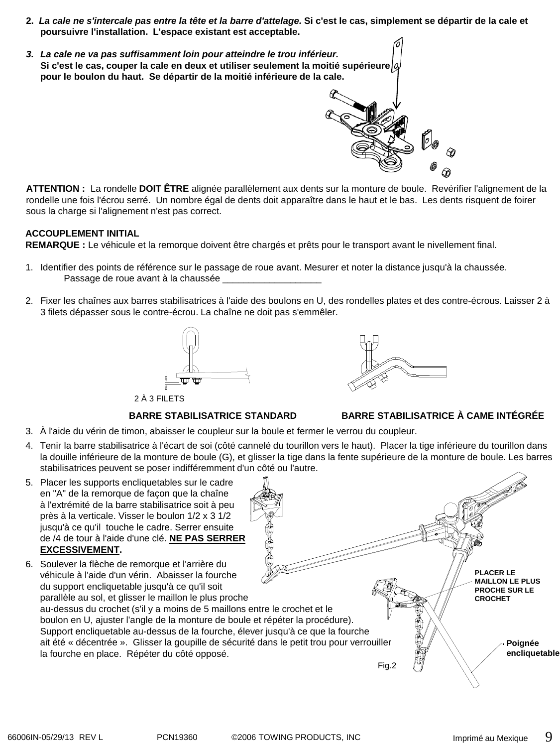2. ***La cale ne s'intercale pas entre la tête et la barre d'attelage.*** **Si c'est le cas, simplement se départir de la cale et poursuivre l'installation. L'espace existant est acceptable.**

3. ***La cale ne va pas suffisamment loin pour atteindre le trou inférieur.*** **Si c'est le cas, couper la cale en deux et utiliser seulement la moitié supérieure pour le boulon du haut. Se départir de la moitié inférieure de la cale.**

**ATTENTION :** La rondelle **DOIT ÊTRE** alignée parallèlement aux dents sur la monture de boule. Revérifier l'alignement de la rondelle une fois l'écrou serré. Un nombre égal de dents doit apparaître dans le haut et le bas. Les dents risquent de foirer sous la charge si l'alignement n'est pas correct.

**ACCOUPLEMENT INITIAL**

**REMARQUE :** Le véhicule et la remorque doivent être chargés et prêts pour le transport avant le nivellement final.

1. Identifier des points de référence sur le passage de roue avant. Mesurer et noter la distance jusqu'à la chaussée.
   Passage de roue avant à la chaussée ___________________

2. Fixer les chaînes aux barres stabilisatrices à l'aide des boulons en U, des rondelles plates et des contre-écrous. Laisser 2 à 3 filets dépasser sous le contre-écrou. La chaîne ne doit pas s'emmêler.

2 À 3 FILETS

**BARRE STABILISATRICE STANDARD** **BARRE STABILISATRICE À CAME INTÉGRÉE**

3. À l'aide du vérin de timon, abaisser le coupleur sur la boule et fermer le verrou du coupleur.
4. Tenir la barre stabilisatrice à l'écart de soi (côté cannelé du tourillon vers le haut). Placer la tige inférieure du tourillon dans la douille inférieure de la monture de boule (G), et glisser la tige dans la fente supérieure de la monture de boule. Les barres stabilisatrices peuvent se poser indifféremment d'un côté ou l'autre.
5. Placer les supports encliquetables sur le cadre en "A" de la remorque de façon que la chaîne à l'extrémité de la barre stabilisatrice soit à peu près à la verticale. Visser le boulon 1/2 x 3 1/2 jusqu'à ce qu'il touche le cadre. Serrer ensuite de /4 de tour à l'aide d'une clé. **NE PAS SERRER EXCESSIVEMENT.**
6. Soulever la flèche de remorque et l'arrière du véhicule à l'aide d'un vérin. Abaisser la fourche du support encliquetable jusqu'à ce qu'il soit parallèle au sol, et glisser le maillon le plus proche au-dessus du crochet (s'il y a moins de 5 maillons entre le crochet et le boulon en U, ajuster l'angle de la monture de boule et répéter la procédure). Support encliquetable au-dessus de la fourche, élever jusqu'à ce que la fourche ait été « décentrée ». Glisser la goupille de sécurité dans le petit trou pour verrouiller la fourche en place. Répéter du côté opposé.

**PLACER LE MAILLON LE PLUS PROCHE SUR LE CROCHET**

**Poignée encliquetable**

Fig.2

66006IN-05/29/13 REV L PCN19360 ©2006 TOWING PRODUCTS, INC Imprimé au Mexique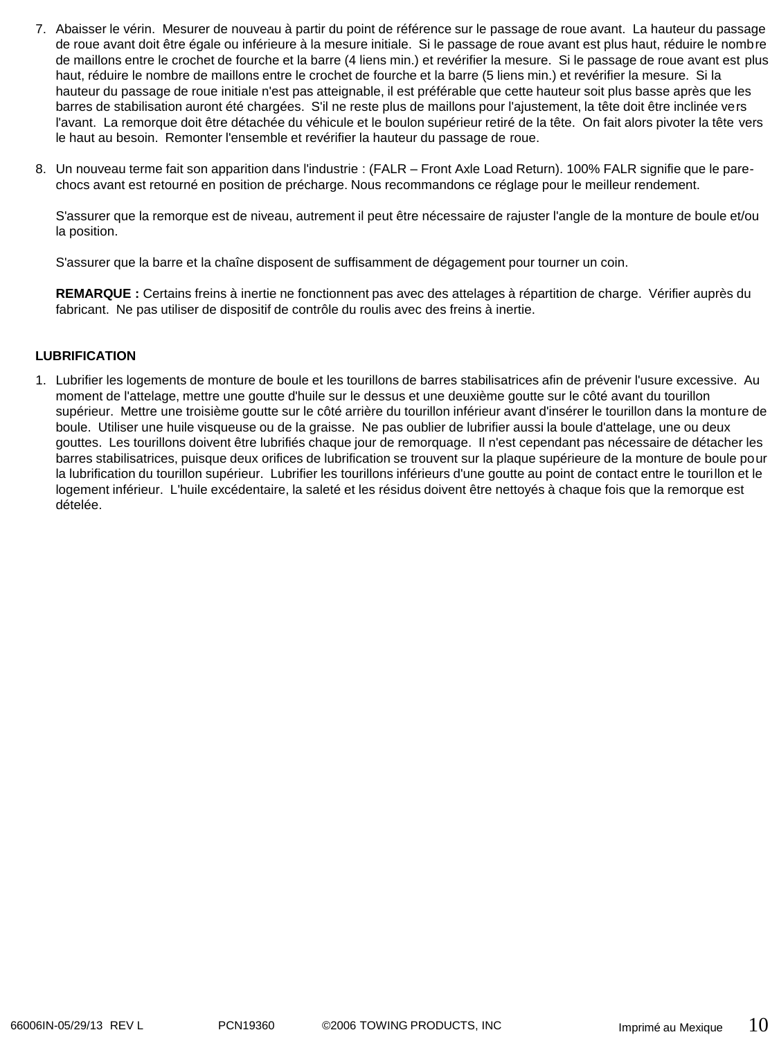7. Abaisser le vérin. Mesurer de nouveau à partir du point de référence sur le passage de roue avant. La hauteur du passage de roue avant doit être égale ou inférieure à la mesure initiale. Si le passage de roue avant est plus haut, réduire le nombre de maillons entre le crochet de fourche et la barre (4 liens min.) et revérifier la mesure. Si le passage de roue avant est plus haut, réduire le nombre de maillons entre le crochet de fourche et la barre (5 liens min.) et revérifier la mesure. Si la hauteur du passage de roue initiale n'est pas atteignable, il est préférable que cette hauteur soit plus basse après que les barres de stabilisation auront été chargées. S'il ne reste plus de maillons pour l'ajustement, la tête doit être inclinée vers l'avant. La remorque doit être détachée du véhicule et le boulon supérieur retiré de la tête. On fait alors pivoter la tête vers le haut au besoin. Remonter l'ensemble et revérifier la hauteur du passage de roue.

8. Un nouveau terme fait son apparition dans l'industrie : (FALR – Front Axle Load Return). 100% FALR signifie que le pare-chocs avant est retourné en position de précharge. Nous recommandons ce réglage pour le meilleur rendement.

   S'assurer que la remorque est de niveau, autrement il peut être nécessaire de rajuster l'angle de la monture de boule et/ou la position.

   S'assurer que la barre et la chaîne disposent de suffisamment de dégagement pour tourner un coin.

   **REMARQUE :** Certains freins à inertie ne fonctionnent pas avec des attelages à répartition de charge. Vérifier auprès du fabricant. Ne pas utiliser de dispositif de contrôle du roulis avec des freins à inertie.

## LUBRIFICATION

1. Lubrifier les logements de monture de boule et les tourillons de barres stabilisatrices afin de prévenir l'usure excessive. Au moment de l'attelage, mettre une goutte d'huile sur le dessus et une deuxième goutte sur le côté avant du tourillon supérieur. Mettre une troisième goutte sur le côté arrière du tourillon inférieur avant d'insérer le tourillon dans la monture de boule. Utiliser une huile visqueuse ou de la graisse. Ne pas oublier de lubrifier aussi la boule d'attelage, une ou deux gouttes. Les tourillons doivent être lubrifiés chaque jour de remorquage. Il n'est cependant pas nécessaire de détacher les barres stabilisatrices, puisque deux orifices de lubrification se trouvent sur la plaque supérieure de la monture de boule pour la lubrification du tourillon supérieur. Lubrifier les tourillons inférieurs d'une goutte au point de contact entre le tourillon et le logement inférieur. L'huile excédentaire, la saleté et les résidus doivent être nettoyés à chaque fois que la remorque est dételée.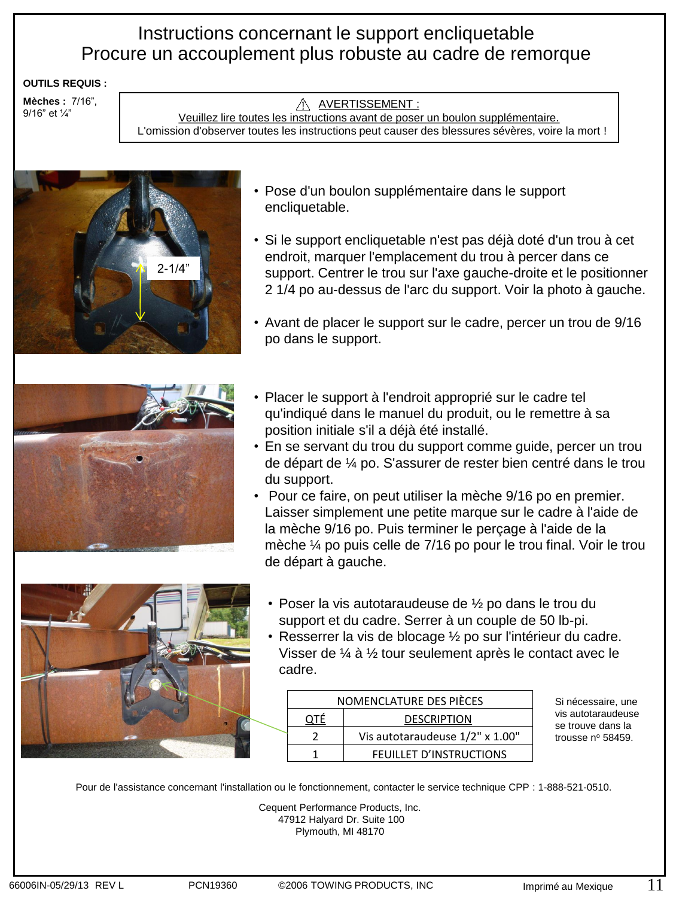# Instructions concernant le support encliquetable
## Procure un accouplement plus robuste au cadre de remorque

**OUTILS REQUIS :**

**Mèches :** 7/16", 9/16" et ¼"

> ⚠ AVERTISSEMENT :
> Veuillez lire toutes les instructions avant de poser un boulon supplémentaire.
> L'omission d'observer toutes les instructions peut causer des blessures sévères, voire la mort !

2-1/4"

- Pose d'un boulon supplémentaire dans le support encliquetable.
- Si le support encliquetable n'est pas déjà doté d'un trou à cet endroit, marquer l'emplacement du trou à percer dans ce support. Centrer le trou sur l'axe gauche-droite et le positionner 2 1/4 po au-dessus de l'arc du support. Voir la photo à gauche.
- Avant de placer le support sur le cadre, percer un trou de 9/16 po dans le support.

- Placer le support à l'endroit approprié sur le cadre tel qu'indiqué dans le manuel du produit, ou le remettre à sa position initiale s'il a déjà été installé.
- En se servant du trou du support comme guide, percer un trou de départ de ¼ po. S'assurer de rester bien centré dans le trou du support.
- Pour ce faire, on peut utiliser la mèche 9/16 po en premier. Laisser simplement une petite marque sur le cadre à l'aide de la mèche 9/16 po. Puis terminer le perçage à l'aide de la mèche ¼ po puis celle de 7/16 po pour le trou final. Voir le trou de départ à gauche.

- Poser la vis autotaraudeuse de ½ po dans le trou du support et du cadre. Serrer à un couple de 50 lb-pi.
- Resserrer la vis de blocage ½ po sur l'intérieur du cadre. Visser de ¼ à ½ tour seulement après le contact avec le cadre.

| NOMENCLATURE DES PIÈCES | |
|---|---|
| QTÉ | DESCRIPTION |
| 2 | Vis autotaraudeuse 1/2" x 1.00" |
| 1 | FEUILLET D'INSTRUCTIONS |

Si nécessaire, une vis autotaraudeuse se trouve dans la trousse n° 58459.

Pour de l'assistance concernant l'installation ou le fonctionnement, contacter le service technique CPP : 1-888-521-0510.

Cequent Performance Products, Inc.
47912 Halyard Dr. Suite 100
Plymouth, MI 48170

66006IN-05/29/13 REV L PCN19360 ©2006 TOWING PRODUCTS, INC Imprimé au Mexique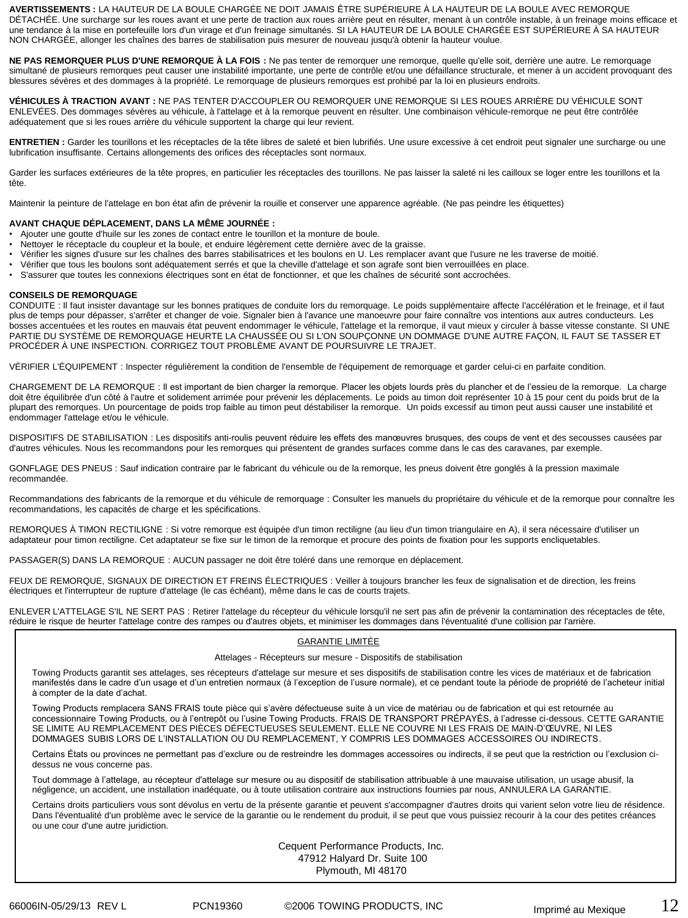**AVERTISSEMENTS :** LA HAUTEUR DE LA BOULE CHARGÉE NE DOIT JAMAIS ÊTRE SUPÉRIEURE À LA HAUTEUR DE LA BOULE AVEC REMORQUE DÉTACHÉE. Une surcharge sur les roues avant et une perte de traction aux roues arrière peut en résulter, menant à un contrôle instable, à un freinage moins efficace et une tendance à la mise en portefeuille lors d'un virage et d'un freinage simultanés. SI LA HAUTEUR DE LA BOULE CHARGÉE EST SUPÉRIEURE À SA HAUTEUR NON CHARGÉE, allonger les chaînes des barres de stabilisation puis mesurer de nouveau jusqu'à obtenir la hauteur voulue.

**NE PAS REMORQUER PLUS D'UNE REMORQUE À LA FOIS :** Ne pas tenter de remorquer une remorque, quelle qu'elle soit, derrière une autre. Le remorquage simultané de plusieurs remorques peut causer une instabilité importante, une perte de contrôle et/ou une défaillance structurale, et mener à un accident provoquant des blessures sévères et des dommages à la propriété. Le remorquage de plusieurs remorques est prohibé par la loi en plusieurs endroits.

**VÉHICULES À TRACTION AVANT :** NE PAS TENTER D'ACCOUPLER OU REMORQUER UNE REMORQUE SI LES ROUES ARRIÈRE DU VÉHICULE SONT ENLEVÉES. Des dommages sévères au véhicule, à l'attelage et à la remorque peuvent en résulter. Une combinaison véhicule-remorque ne peut être contrôlée adéquatement que si les roues arrière du véhicule supportent la charge qui leur revient.

**ENTRETIEN :** Garder les tourillons et les réceptacles de la tête libres de saleté et bien lubrifiés. Une usure excessive à cet endroit peut signaler une surcharge ou une lubrification insuffisante. Certains allongements des orifices des réceptacles sont normaux.

Garder les surfaces extérieures de la tête propres, en particulier les réceptacles des tourillons. Ne pas laisser la saleté ni les cailloux se loger entre les tourillons et la tête.

Maintenir la peinture de l'attelage en bon état afin de prévenir la rouille et conserver une apparence agréable. (Ne pas peindre les étiquettes)

**AVANT CHAQUE DÉPLACEMENT, DANS LA MÊME JOURNÉE :**

- Ajouter une goutte d'huile sur les zones de contact entre le tourillon et la monture de boule.
- Nettoyer le réceptacle du coupleur et la boule, et enduire légèrement cette dernière avec de la graisse.
- Vérifier les signes d'usure sur les chaînes des barres stabilisatrices et les boulons en U. Les remplacer avant que l'usure ne les traverse de moitié.
- Vérifier que tous les boulons sont adéquatement serrés et que la cheville d'attelage et son agrafe sont bien verrouillées en place.
- S'assurer que toutes les connexions électriques sont en état de fonctionner, et que les chaînes de sécurité sont accrochées.

**CONSEILS DE REMORQUAGE**

CONDUITE : Il faut insister davantage sur les bonnes pratiques de conduite lors du remorquage. Le poids supplémentaire affecte l'accélération et le freinage, et il faut plus de temps pour dépasser, s'arrêter et changer de voie. Signaler bien à l'avance une manoeuvre pour faire connaître vos intentions aux autres conducteurs. Les bosses accentuées et les routes en mauvais état peuvent endommager le véhicule, l'attelage et la remorque, il vaut mieux y circuler à basse vitesse constante. SI UNE PARTIE DU SYSTÈME DE REMORQUAGE HEURTE LA CHAUSSÉE OU SI L'ON SOUPÇONNE UN DOMMAGE D'UNE AUTRE FAÇON, IL FAUT SE TASSER ET PROCÉDER À UNE INSPECTION. CORRIGEZ TOUT PROBLÈME AVANT DE POURSUIVRE LE TRAJET.

VÉRIFIER L'ÉQUIPEMENT : Inspecter régulièrement la condition de l'ensemble de l'équipement de remorquage et garder celui-ci en parfaite condition.

CHARGEMENT DE LA REMORQUE : Il est important de bien charger la remorque. Placer les objets lourds près du plancher et de l'essieu de la remorque. La charge doit être équilibrée d'un côté à l'autre et solidement arrimée pour prévenir les déplacements. Le poids au timon doit représenter 10 à 15 pour cent du poids brut de la plupart des remorques. Un pourcentage de poids trop faible au timon peut déstabiliser la remorque. Un poids excessif au timon peut aussi causer une instabilité et endommager l'attelage et/ou le véhicule.

DISPOSITIFS DE STABILISATION : Les dispositifs anti-roulis peuvent réduire les effets des manœuvres brusques, des coups de vent et des secousses causées par d'autres véhicules. Nous les recommandons pour les remorques qui présentent de grandes surfaces comme dans le cas des caravanes, par exemple.

GONFLAGE DES PNEUS : Sauf indication contraire par le fabricant du véhicule ou de la remorque, les pneus doivent être gonglés à la pression maximale recommandée.

Recommandations des fabricants de la remorque et du véhicule de remorquage : Consulter les manuels du propriétaire du véhicule et de la remorque pour connaître les recommandations, les capacités de charge et les spécifications.

REMORQUES À TIMON RECTILIGNE : Si votre remorque est équipée d'un timon rectiligne (au lieu d'un timon triangulaire en A), il sera nécessaire d'utiliser un adaptateur pour timon rectiligne. Cet adaptateur se fixe sur le timon de la remorque et procure des points de fixation pour les supports encliquetables.

PASSAGER(S) DANS LA REMORQUE : AUCUN passager ne doit être toléré dans une remorque en déplacement.

FEUX DE REMORQUE, SIGNAUX DE DIRECTION ET FREINS ÉLECTRIQUES : Veiller à toujours brancher les feux de signalisation et de direction, les freins électriques et l'interrupteur de rupture d'attelage (le cas échéant), même dans le cas de courts trajets.

ENLEVER L'ATTELAGE S'IL NE SERT PAS : Retirer l'attelage du récepteur du véhicule lorsqu'il ne sert pas afin de prévenir la contamination des réceptacles de tête, réduire le risque de heurter l'attelage contre des rampes ou d'autres objets, et minimiser les dommages dans l'éventualité d'une collision par l'arrière.

GARANTIE LIMITÉE

Attelages - Récepteurs sur mesure - Dispositifs de stabilisation

Towing Products garantit ses attelages, ses récepteurs d'attelage sur mesure et ses dispositifs de stabilisation contre les vices de matériaux et de fabrication manifestés dans le cadre d'un usage et d'un entretien normaux (à l'exception de l'usure normale), et ce pendant toute la période de propriété de l'acheteur initial à compter de la date d'achat.

Towing Products remplacera SANS FRAIS toute pièce qui s'avère défectueuse suite à un vice de matériau ou de fabrication et qui est retournée au concessionnaire Towing Products, ou à l'entrepôt ou l'usine Towing Products. FRAIS DE TRANSPORT PRÉPAYÉS, à l'adresse ci-dessous. CETTE GARANTIE SE LIMITE AU REMPLACEMENT DES PIÈCES DÉFECTUEUSES SEULEMENT. ELLE NE COUVRE NI LES FRAIS DE MAIN-D'ŒUVRE, NI LES DOMMAGES SUBIS LORS DE L'INSTALLATION OU DU REMPLACEMENT, Y COMPRIS LES DOMMAGES ACCESSOIRES OU INDIRECTS.

Certains États ou provinces ne permettant pas d'exclure ou de restreindre les dommages accessoires ou indirects, il se peut que la restriction ou l'exclusion ci-dessus ne vous concerne pas.

Tout dommage à l'attelage, au récepteur d'attelage sur mesure ou au dispositif de stabilisation attribuable à une mauvaise utilisation, un usage abusif, la négligence, un accident, une installation inadéquate, ou à toute utilisation contraire aux instructions fournies par nous, ANNULERA LA GARANTIE.

Certains droits particuliers vous sont dévolus en vertu de la présente garantie et peuvent s'accompagner d'autres droits qui varient selon votre lieu de résidence. Dans l'éventualité d'un problème avec le service de la garantie ou le rendement du produit, il se peut que vous puissiez recourir à la cour des petites créances ou une cour d'une autre juridiction.

Cequent Performance Products, Inc.
47912 Halyard Dr. Suite 100
Plymouth, MI 48170

66006IN-05/29/13 REV L PCN19360 ©2006 TOWING PRODUCTS, INC Imprimé au Mexique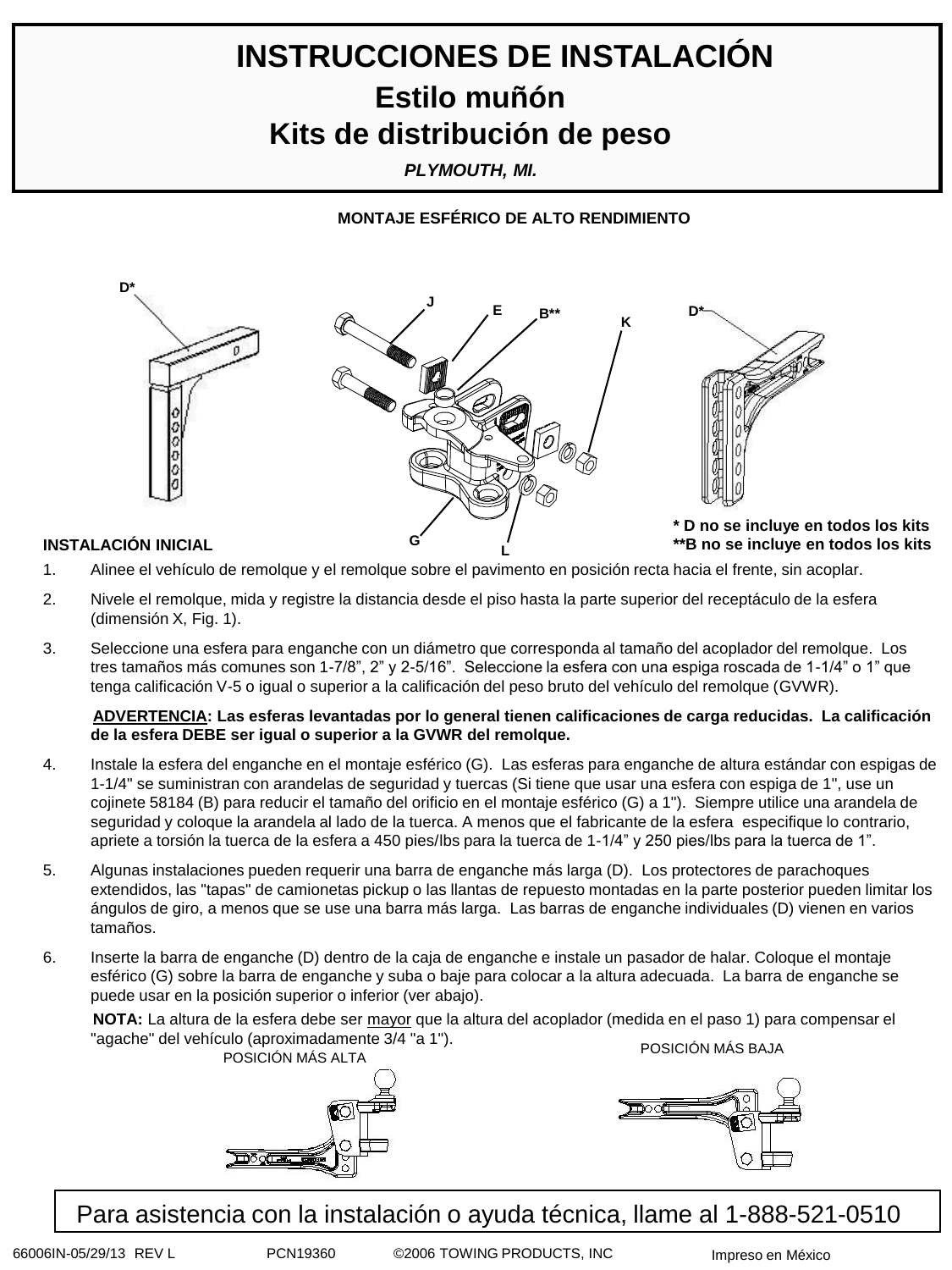# INSTRUCCIONES DE INSTALACIÓN

## Estilo muñón

## Kits de distribución de peso

*PLYMOUTH, MI.*

**MONTAJE ESFÉRICO DE ALTO RENDIMIENTO**

D* J E B** K D*

G L

**\* D no se incluye en todos los kits**
**\*\*B no se incluye en todos los kits**

### INSTALACIÓN INICIAL

1. Alinee el vehículo de remolque y el remolque sobre el pavimento en posición recta hacia el frente, sin acoplar.
2. Nivele el remolque, mida y registre la distancia desde el piso hasta la parte superior del receptáculo de la esfera (dimensión X, Fig. 1).
3. Seleccione una esfera para enganche con un diámetro que corresponda al tamaño del acoplador del remolque. Los tres tamaños más comunes son 1-7/8", 2" y 2-5/16". Seleccione la esfera con una espiga roscada de 1-1/4" o 1" que tenga calificación V-5 o igual o superior a la calificación del peso bruto del vehículo del remolque (GVWR).

   **<u>ADVERTENCIA</u>: Las esferas levantadas por lo general tienen calificaciones de carga reducidas. La calificación de la esfera DEBE ser igual o superior a la GVWR del remolque.**

4. Instale la esfera del enganche en el montaje esférico (G). Las esferas para enganche de altura estándar con espigas de 1-1/4" se suministran con arandelas de seguridad y tuercas (Si tiene que usar una esfera con espiga de 1", use un cojinete 58184 (B) para reducir el tamaño del orificio en el montaje esférico (G) a 1"). Siempre utilice una arandela de seguridad y coloque la arandela al lado de la tuerca. A menos que el fabricante de la esfera especifique lo contrario, apriete a torsión la tuerca de la esfera a 450 pies/lbs para la tuerca de 1-1/4" y 250 pies/lbs para la tuerca de 1".
5. Algunas instalaciones pueden requerir una barra de enganche más larga (D). Los protectores de parachoques extendidos, las "tapas" de camionetas pickup o las llantas de repuesto montadas en la parte posterior pueden limitar los ángulos de giro, a menos que se use una barra más larga. Las barras de enganche individuales (D) vienen en varios tamaños.
6. Inserte la barra de enganche (D) dentro de la caja de enganche e instale un pasador de halar. Coloque el montaje esférico (G) sobre la barra de enganche y suba o baje para colocar a la altura adecuada. La barra de enganche se puede usar en la posición superior o inferior (ver abajo).

   **NOTA:** La altura de la esfera debe ser <u>mayor</u> que la altura del acoplador (medida en el paso 1) para compensar el "agache" del vehículo (aproximadamente 3/4 "a 1").

POSICIÓN MÁS ALTA

POSICIÓN MÁS BAJA

Para asistencia con la instalación o ayuda técnica, llame al 1-888-521-0510

66006IN-05/29/13 REV L PCN19360 ©2006 TOWING PRODUCTS, INC Impreso en México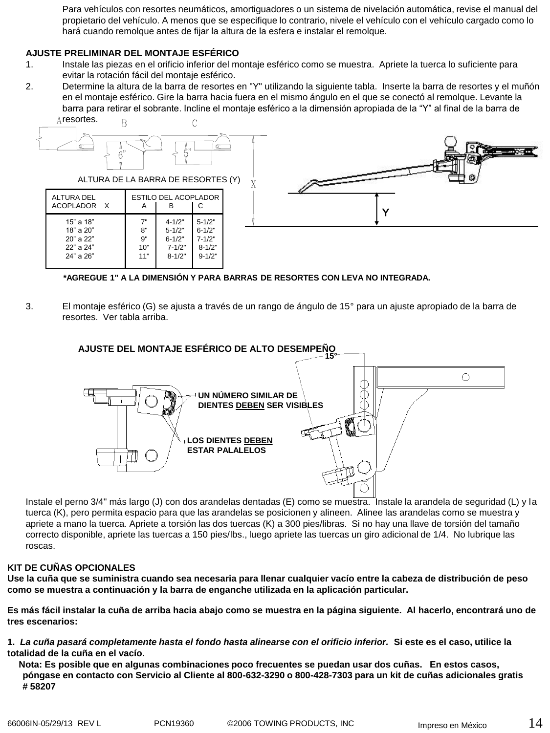Para vehículos con resortes neumáticos, amortiguadores o un sistema de nivelación automática, revise el manual del propietario del vehículo. A menos que se especifique lo contrario, nivele el vehículo con el vehículo cargado como lo hará cuando remolque antes de fijar la altura de la esfera e instalar el remolque.

**AJUSTE PRELIMINAR DEL MONTAJE ESFÉRICO**

1. Instale las piezas en el orificio inferior del montaje esférico como se muestra. Apriete la tuerca lo suficiente para evitar la rotación fácil del montaje esférico.
2. Determine la altura de la barra de resortes en "Y" utilizando la siguiente tabla. Inserte la barra de resortes y el muñón en el montaje esférico. Gire la barra hacia fuera en el mismo ángulo en el que se conectó al remolque. Levante la barra para retirar el sobrante. Incline el montaje esférico a la dimensión apropiada de la "Y" al final de la barra de resortes.

A B C

6" 5"

X

Y

ALTURA DE LA BARRA DE RESORTES (Y)

| ALTURA DEL ACOPLADOR X | ESTILO DEL ACOPLADOR A | B | C |
|---|---|---|---|
| 15" a 18" | 7" | 4-1/2" | 5-1/2" |
| 18" a 20" | 8" | 5-1/2" | 6-1/2" |
| 20" a 22" | 9" | 6-1/2" | 7-1/2" |
| 22" a 24" | 10" | 7-1/2" | 8-1/2" |
| 24" a 26" | 11" | 8-1/2" | 9-1/2" |

**\*AGREGUE 1" A LA DIMENSIÓN Y PARA BARRAS DE RESORTES CON LEVA NO INTEGRADA.**

3. El montaje esférico (G) se ajusta a través de un rango de ángulo de 15° para un ajuste apropiado de la barra de resortes. Ver tabla arriba.

**AJUSTE DEL MONTAJE ESFÉRICO DE ALTO DESEMPEÑO**

15°

**UN NÚMERO SIMILAR DE DIENTES DEBEN SER VISIBLES**

**LOS DIENTES DEBEN ESTAR PALALELOS**

Instale el perno 3/4" más largo (J) con dos arandelas dentadas (E) como se muestra. Instale la arandela de seguridad (L) y la tuerca (K), pero permita espacio para que las arandelas se posicionen y alineen. Alinee las arandelas como se muestra y apriete a mano la tuerca. Apriete a torsión las dos tuercas (K) a 300 pies/libras. Si no hay una llave de torsión del tamaño correcto disponible, apriete las tuercas a 150 pies/lbs., luego apriete las tuercas un giro adicional de 1/4. No lubrique las roscas.

**KIT DE CUÑAS OPCIONALES**

**Use la cuña que se suministra cuando sea necesaria para llenar cualquier vacío entre la cabeza de distribución de peso como se muestra a continuación y la barra de enganche utilizada en la aplicación particular.**

**Es más fácil instalar la cuña de arriba hacia abajo como se muestra en la página siguiente. Al hacerlo, encontrará uno de tres escenarios:**

**1.** ***La cuña pasará completamente hasta el fondo hasta alinearse con el orificio inferior.*** **Si este es el caso, utilice la totalidad de la cuña en el vacío.**

**Nota: Es posible que en algunas combinaciones poco frecuentes se puedan usar dos cuñas. En estos casos, póngase en contacto con Servicio al Cliente al 800-632-3290 o 800-428-7303 para un kit de cuñas adicionales gratis # 58207**

66006IN-05/29/13 REV L PCN19360 ©2006 TOWING PRODUCTS, INC Impreso en México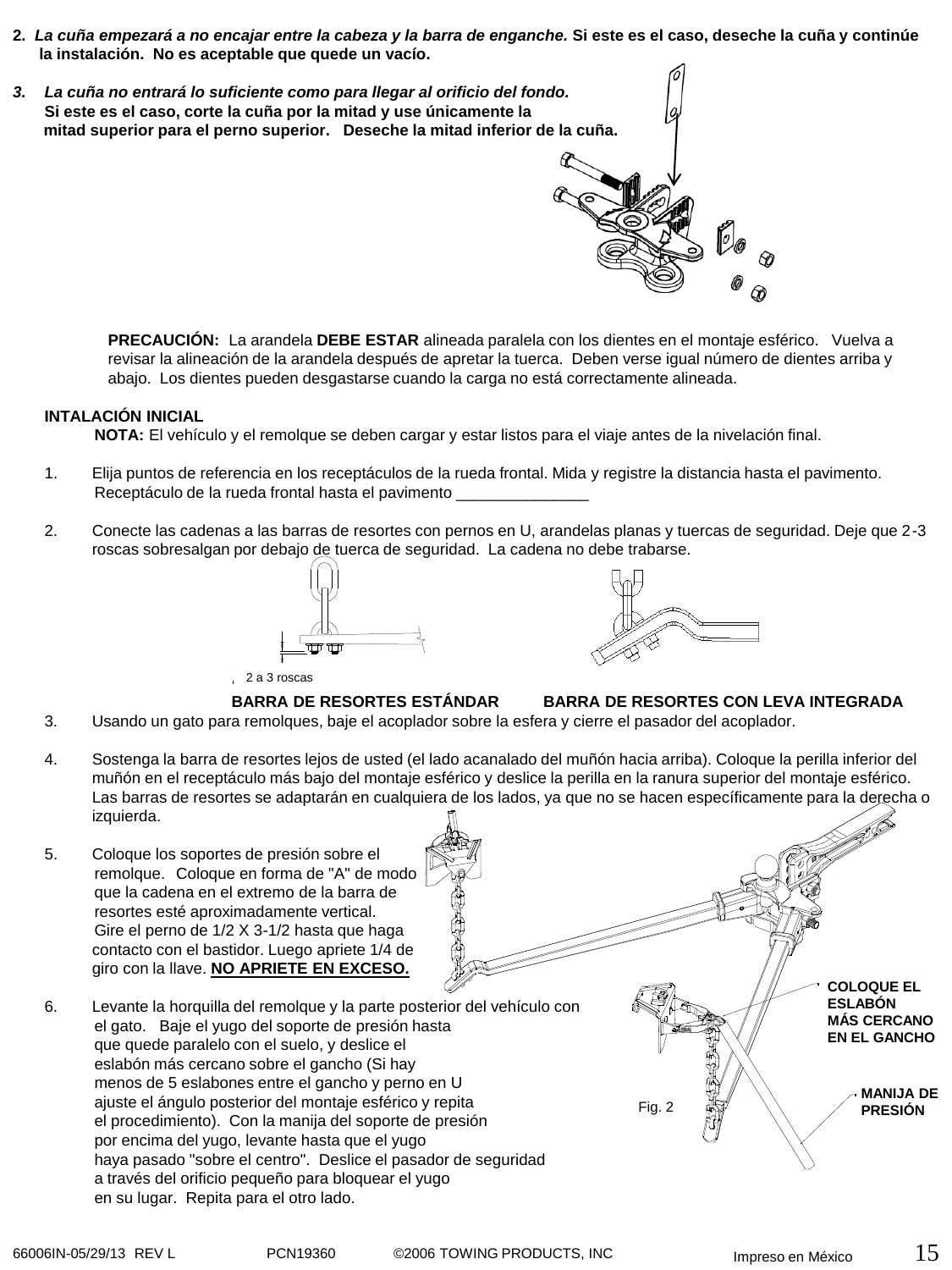2. ***La cuña empezará a no encajar entre la cabeza y la barra de enganche.*** **Si este es el caso, deseche la cuña y continúe la instalación. No es aceptable que quede un vacío.**

3. ***La cuña no entrará lo suficiente como para llegar al orificio del fondo.*** **Si este es el caso, corte la cuña por la mitad y use únicamente la mitad superior para el perno superior. Deseche la mitad inferior de la cuña.**

**PRECAUCIÓN:** La arandela **DEBE ESTAR** alineada paralela con los dientes en el montaje esférico. Vuelva a revisar la alineación de la arandela después de apretar la tuerca. Deben verse igual número de dientes arriba y abajo. Los dientes pueden desgastarse cuando la carga no está correctamente alineada.

**INTALACIÓN INICIAL**

**NOTA:** El vehículo y el remolque se deben cargar y estar listos para el viaje antes de la nivelación final.

1. Elija puntos de referencia en los receptáculos de la rueda frontal. Mida y registre la distancia hasta el pavimento.
   Receptáculo de la rueda frontal hasta el pavimento _______________

2. Conecte las cadenas a las barras de resortes con pernos en U, arandelas planas y tuercas de seguridad. Deje que 2-3 roscas sobresalgan por debajo de tuerca de seguridad. La cadena no debe trabarse.

2 a 3 roscas

**BARRA DE RESORTES ESTÁNDAR** **BARRA DE RESORTES CON LEVA INTEGRADA**

3. Usando un gato para remolques, baje el acoplador sobre la esfera y cierre el pasador del acoplador.

4. Sostenga la barra de resortes lejos de usted (el lado acanalado del muñón hacia arriba). Coloque la perilla inferior del muñón en el receptáculo más bajo del montaje esférico y deslice la perilla en la ranura superior del montaje esférico. Las barras de resortes se adaptarán en cualquiera de los lados, ya que no se hacen específicamente para la derecha o izquierda.

5. Coloque los soportes de presión sobre el remolque. Coloque en forma de "A" de modo que la cadena en el extremo de la barra de resortes esté aproximadamente vertical. Gire el perno de 1/2 X 3-1/2 hasta que haga contacto con el bastidor. Luego apriete 1/4 de giro con la llave. **NO APRIETE EN EXCESO.**

6. Levante la horquilla del remolque y la parte posterior del vehículo con el gato. Baje el yugo del soporte de presión hasta que quede paralelo con el suelo, y deslice el eslabón más cercano sobre el gancho (Si hay menos de 5 eslabones entre el gancho y perno en U ajuste el ángulo posterior del montaje esférico y repita el procedimiento). Con la manija del soporte de presión por encima del yugo, levante hasta que el yugo haya pasado "sobre el centro". Deslice el pasador de seguridad a través del orificio pequeño para bloquear el yugo en su lugar. Repita para el otro lado.

**COLOQUE EL ESLABÓN MÁS CERCANO EN EL GANCHO**

**MANIJA DE PRESIÓN**

Fig. 2

66006IN-05/29/13 REV L PCN19360 ©2006 TOWING PRODUCTS, INC Impreso en México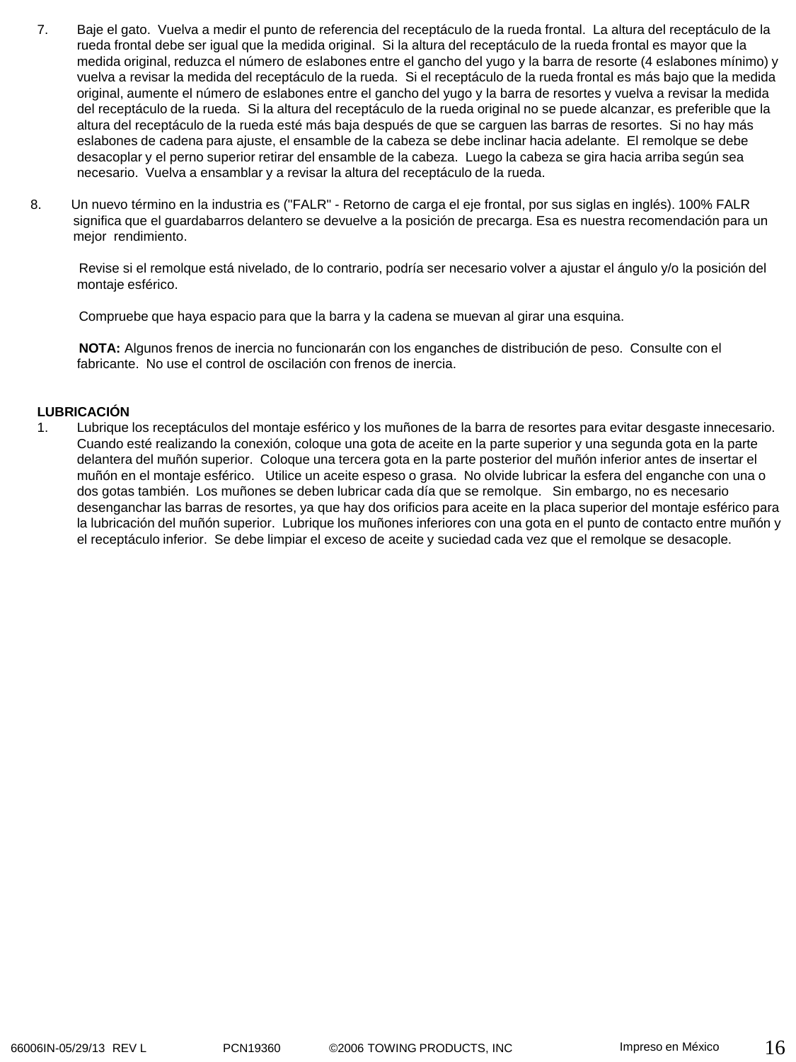7. Baje el gato. Vuelva a medir el punto de referencia del receptáculo de la rueda frontal. La altura del receptáculo de la rueda frontal debe ser igual que la medida original. Si la altura del receptáculo de la rueda frontal es mayor que la medida original, reduzca el número de eslabones entre el gancho del yugo y la barra de resorte (4 eslabones mínimo) y vuelva a revisar la medida del receptáculo de la rueda. Si el receptáculo de la rueda frontal es más bajo que la medida original, aumente el número de eslabones entre el gancho del yugo y la barra de resortes y vuelva a revisar la medida del receptáculo de la rueda. Si la altura del receptáculo de la rueda original no se puede alcanzar, es preferible que la altura del receptáculo de la rueda esté más baja después de que se carguen las barras de resortes. Si no hay más eslabones de cadena para ajuste, el ensamble de la cabeza se debe inclinar hacia adelante. El remolque se debe desacoplar y el perno superior retirar del ensamble de la cabeza. Luego la cabeza se gira hacia arriba según sea necesario. Vuelva a ensamblar y a revisar la altura del receptáculo de la rueda.

8. Un nuevo término en la industria es ("FALR" - Retorno de carga el eje frontal, por sus siglas en inglés). 100% FALR significa que el guardabarros delantero se devuelve a la posición de precarga. Esa es nuestra recomendación para un mejor rendimiento.

   Revise si el remolque está nivelado, de lo contrario, podría ser necesario volver a ajustar el ángulo y/o la posición del montaje esférico.

   Compruebe que haya espacio para que la barra y la cadena se muevan al girar una esquina.

   **NOTA:** Algunos frenos de inercia no funcionarán con los enganches de distribución de peso. Consulte con el fabricante. No use el control de oscilación con frenos de inercia.

**LUBRICACIÓN**

1. Lubrique los receptáculos del montaje esférico y los muñones de la barra de resortes para evitar desgaste innecesario. Cuando esté realizando la conexión, coloque una gota de aceite en la parte superior y una segunda gota en la parte delantera del muñón superior. Coloque una tercera gota en la parte posterior del muñón inferior antes de insertar el muñón en el montaje esférico. Utilice un aceite espeso o grasa. No olvide lubricar la esfera del enganche con una o dos gotas también. Los muñones se deben lubricar cada día que se remolque. Sin embargo, no es necesario desenganchar las barras de resortes, ya que hay dos orificios para aceite en la placa superior del montaje esférico para la lubricación del muñón superior. Lubrique los muñones inferiores con una gota en el punto de contacto entre muñón y el receptáculo inferior. Se debe limpiar el exceso de aceite y suciedad cada vez que el remolque se desacople.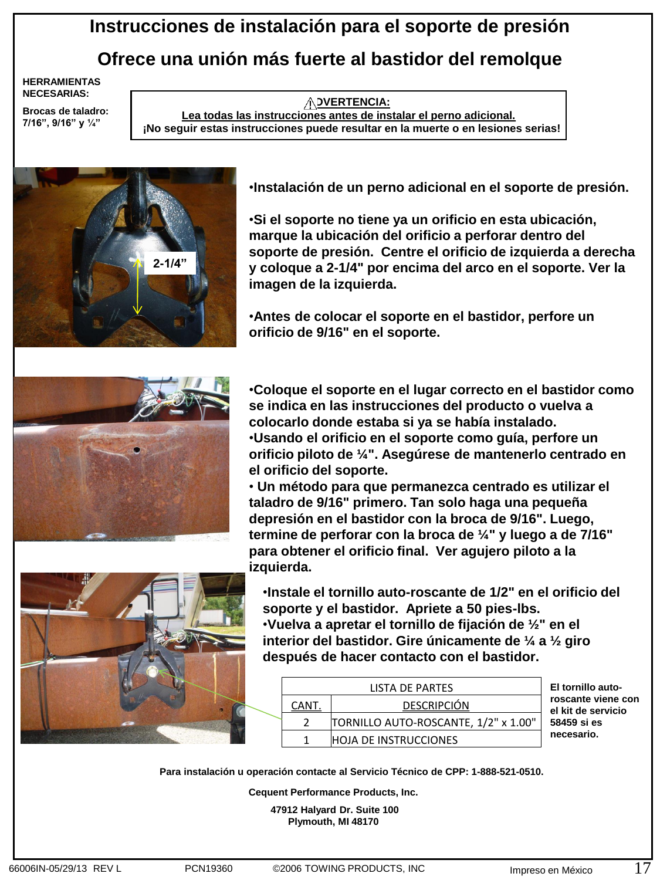# Instrucciones de instalación para el soporte de presión

## Ofrece una unión más fuerte al bastidor del remolque

**HERRAMIENTAS NECESARIAS:**

**Brocas de taladro: 7/16", 9/16" y ¼"**

> **⚠ADVERTENCIA:**
> **Lea todas las instrucciones antes de instalar el perno adicional.**
> **¡No seguir estas instrucciones puede resultar en la muerte o en lesiones serias!**

2-1/4"

- **Instalación de un perno adicional en el soporte de presión.**
- **Si el soporte no tiene ya un orificio en esta ubicación, marque la ubicación del orificio a perforar dentro del soporte de presión. Centre el orificio de izquierda a derecha y coloque a 2-1/4" por encima del arco en el soporte. Ver la imagen de la izquierda.**
- **Antes de colocar el soporte en el bastidor, perfore un orificio de 9/16" en el soporte.**
- **Coloque el soporte en el lugar correcto en el bastidor como se indica en las instrucciones del producto o vuelva a colocarlo donde estaba si ya se había instalado.**
- **Usando el orificio en el soporte como guía, perfore un orificio piloto de ¼". Asegúrese de mantenerlo centrado en el orificio del soporte.**
- **Un método para que permanezca centrado es utilizar el taladro de 9/16" primero. Tan solo haga una pequeña depresión en el bastidor con la broca de 9/16". Luego, termine de perforar con la broca de ¼" y luego a de 7/16" para obtener el orificio final. Ver agujero piloto a la izquierda.**
- **Instale el tornillo auto-roscante de 1/2" en el orificio del soporte y el bastidor. Apriete a 50 pies-lbs.**
- **Vuelva a apretar el tornillo de fijación de ½" en el interior del bastidor. Gire únicamente de ¼ a ½ giro después de hacer contacto con el bastidor.**

| LISTA DE PARTES | |
|---|---|
| CANT. | DESCRIPCIÓN |
| 2 | TORNILLO AUTO-ROSCANTE, 1/2" x 1.00" |
| 1 | HOJA DE INSTRUCCIONES |

**El tornillo auto-roscante viene con el kit de servicio 58459 si es necesario.**

**Para instalación u operación contacte al Servicio Técnico de CPP: 1-888-521-0510.**

**Cequent Performance Products, Inc.**

**47912 Halyard Dr. Suite 100**
**Plymouth, MI 48170**

66006IN-05/29/13 REV L PCN19360 ©2006 TOWING PRODUCTS, INC Impreso en México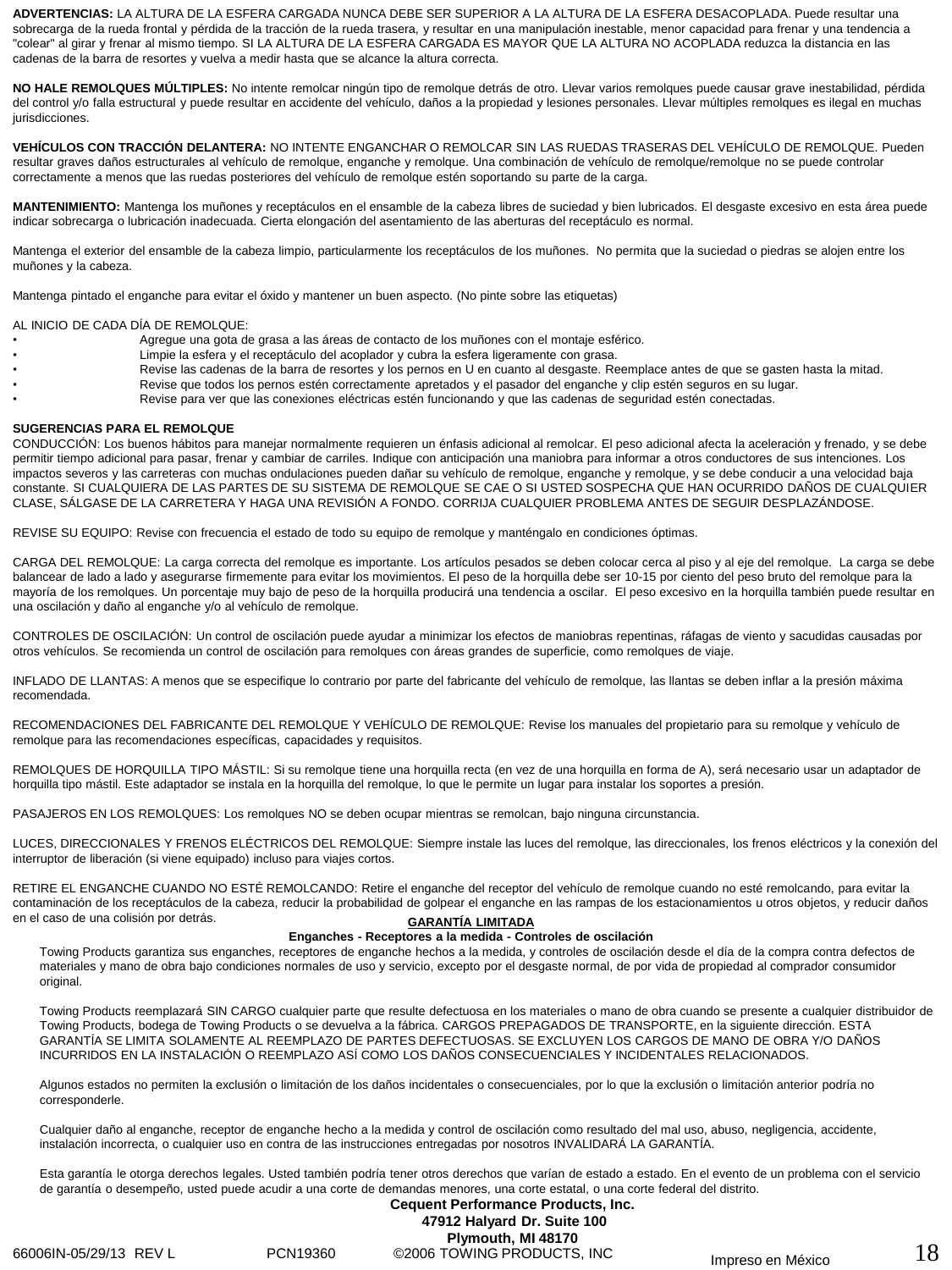**ADVERTENCIAS:** LA ALTURA DE LA ESFERA CARGADA NUNCA DEBE SER SUPERIOR A LA ALTURA DE LA ESFERA DESACOPLADA. Puede resultar una sobrecarga de la rueda frontal y pérdida de la tracción de la rueda trasera, y resultar en una manipulación inestable, menor capacidad para frenar y una tendencia a "colear" al girar y frenar al mismo tiempo. SI LA ALTURA DE LA ESFERA CARGADA ES MAYOR QUE LA ALTURA NO ACOPLADA reduzca la distancia en las cadenas de la barra de resortes y vuelva a medir hasta que se alcance la altura correcta.

**NO HALE REMOLQUES MÚLTIPLES:** No intente remolcar ningún tipo de remolque detrás de otro. Llevar varios remolques puede causar grave inestabilidad, pérdida del control y/o falla estructural y puede resultar en accidente del vehículo, daños a la propiedad y lesiones personales. Llevar múltiples remolques es ilegal en muchas jurisdicciones.

**VEHÍCULOS CON TRACCIÓN DELANTERA:** NO INTENTE ENGANCHAR O REMOLCAR SIN LAS RUEDAS TRASERAS DEL VEHÍCULO DE REMOLQUE. Pueden resultar graves daños estructurales al vehículo de remolque, enganche y remolque. Una combinación de vehículo de remolque/remolque no se puede controlar correctamente a menos que las ruedas posteriores del vehículo de remolque estén soportando su parte de la carga.

**MANTENIMIENTO:** Mantenga los muñones y receptáculos en el ensamble de la cabeza libres de suciedad y bien lubricados. El desgaste excesivo en esta área puede indicar sobrecarga o lubricación inadecuada. Cierta elongación del asentamiento de las aberturas del receptáculo es normal.

Mantenga el exterior del ensamble de la cabeza limpio, particularmente los receptáculos de los muñones. No permita que la suciedad o piedras se alojen entre los muñones y la cabeza.

Mantenga pintado el enganche para evitar el óxido y mantener un buen aspecto. (No pinte sobre las etiquetas)

AL INICIO DE CADA DÍA DE REMOLQUE:

- Agregue una gota de grasa a las áreas de contacto de los muñones con el montaje esférico.
- Limpie la esfera y el receptáculo del acoplador y cubra la esfera ligeramente con grasa.
- Revise las cadenas de la barra de resortes y los pernos en U en cuanto al desgaste. Reemplace antes de que se gasten hasta la mitad.
- Revise que todos los pernos estén correctamente apretados y el pasador del enganche y clip estén seguros en su lugar.
- Revise para ver que las conexiones eléctricas estén funcionando y que las cadenas de seguridad estén conectadas.

**SUGERENCIAS PARA EL REMOLQUE**

CONDUCCIÓN: Los buenos hábitos para manejar normalmente requieren un énfasis adicional al remolcar. El peso adicional afecta la aceleración y frenado, y se debe permitir tiempo adicional para pasar, frenar y cambiar de carriles. Indique con anticipación una maniobra para informar a otros conductores de sus intenciones. Los impactos severos y las carreteras con muchas ondulaciones pueden dañar su vehículo de remolque, enganche y remolque, y se debe conducir a una velocidad baja constante. SI CUALQUIERA DE LAS PARTES DE SU SISTEMA DE REMOLQUE SE CAE O SI USTED SOSPECHA QUE HAN OCURRIDO DAÑOS DE CUALQUIER CLASE, SÁLGASE DE LA CARRETERA Y HAGA UNA REVISIÓN A FONDO. CORRIJA CUALQUIER PROBLEMA ANTES DE SEGUIR DESPLAZÁNDOSE.

REVISE SU EQUIPO: Revise con frecuencia el estado de todo su equipo de remolque y manténgalo en condiciones óptimas.

CARGA DEL REMOLQUE: La carga correcta del remolque es importante. Los artículos pesados se deben colocar cerca al piso y al eje del remolque. La carga se debe balancear de lado a lado y asegurarse firmemente para evitar los movimientos. El peso de la horquilla debe ser 10-15 por ciento del peso bruto del remolque para la mayoría de los remolques. Un porcentaje muy bajo de peso de la horquilla producirá una tendencia a oscilar. El peso excesivo en la horquilla también puede resultar en una oscilación y daño al enganche y/o al vehículo de remolque.

CONTROLES DE OSCILACIÓN: Un control de oscilación puede ayudar a minimizar los efectos de maniobras repentinas, ráfagas de viento y sacudidas causadas por otros vehículos. Se recomienda un control de oscilación para remolques con áreas grandes de superficie, como remolques de viaje.

INFLADO DE LLANTAS: A menos que se especifique lo contrario por parte del fabricante del vehículo de remolque, las llantas se deben inflar a la presión máxima recomendada.

RECOMENDACIONES DEL FABRICANTE DEL REMOLQUE Y VEHÍCULO DE REMOLQUE: Revise los manuales del propietario para su remolque y vehículo de remolque para las recomendaciones específicas, capacidades y requisitos.

REMOLQUES DE HORQUILLA TIPO MÁSTIL: Si su remolque tiene una horquilla recta (en vez de una horquilla en forma de A), será necesario usar un adaptador de horquilla tipo mástil. Este adaptador se instala en la horquilla del remolque, lo que le permite un lugar para instalar los soportes a presión.

PASAJEROS EN LOS REMOLQUES: Los remolques NO se deben ocupar mientras se remolcan, bajo ninguna circunstancia.

LUCES, DIRECCIONALES Y FRENOS ELÉCTRICOS DEL REMOLQUE: Siempre instale las luces del remolque, las direccionales, los frenos eléctricos y la conexión del interruptor de liberación (si viene equipado) incluso para viajes cortos.

RETIRE EL ENGANCHE CUANDO NO ESTÉ REMOLCANDO: Retire el enganche del receptor del vehículo de remolque cuando no esté remolcando, para evitar la contaminación de los receptáculos de la cabeza, reducir la probabilidad de golpear el enganche en las rampas de los estacionamientos u otros objetos, y reducir daños en el caso de una colisión por detrás.

**GARANTÍA LIMITADA**

**Enganches - Receptores a la medida - Controles de oscilación**

Towing Products garantiza sus enganches, receptores de enganche hechos a la medida, y controles de oscilación desde el día de la compra contra defectos de materiales y mano de obra bajo condiciones normales de uso y servicio, excepto por el desgaste normal, de por vida de propiedad al comprador consumidor original.

Towing Products reemplazará SIN CARGO cualquier parte que resulte defectuosa en los materiales o mano de obra cuando se presente a cualquier distribuidor de Towing Products, bodega de Towing Products o se devuelva a la fábrica. CARGOS PREPAGADOS DE TRANSPORTE, en la siguiente dirección. ESTA GARANTÍA SE LIMITA SOLAMENTE AL REEMPLAZO DE PARTES DEFECTUOSAS. SE EXCLUYEN LOS CARGOS DE MANO DE OBRA Y/O DAÑOS INCURRIDOS EN LA INSTALACIÓN O REEMPLAZO ASÍ COMO LOS DAÑOS CONSECUENCIALES Y INCIDENTALES RELACIONADOS.

Algunos estados no permiten la exclusión o limitación de los daños incidentales o consecuenciales, por lo que la exclusión o limitación anterior podría no corresponderle.

Cualquier daño al enganche, receptor de enganche hecho a la medida y control de oscilación como resultado del mal uso, abuso, negligencia, accidente, instalación incorrecta, o cualquier uso en contra de las instrucciones entregadas por nosotros INVALIDARÁ LA GARANTÍA.

Esta garantía le otorga derechos legales. Usted también podría tener otros derechos que varían de estado a estado. En el evento de un problema con el servicio de garantía o desempeño, usted puede acudir a una corte de demandas menores, una corte estatal, o una corte federal del distrito.

**Cequent Performance Products, Inc.**
**47912 Halyard Dr. Suite 100**
**Plymouth, MI 48170**

66006IN-05/29/13 REV L PCN19360 ©2006 TOWING PRODUCTS, INC Impreso en México